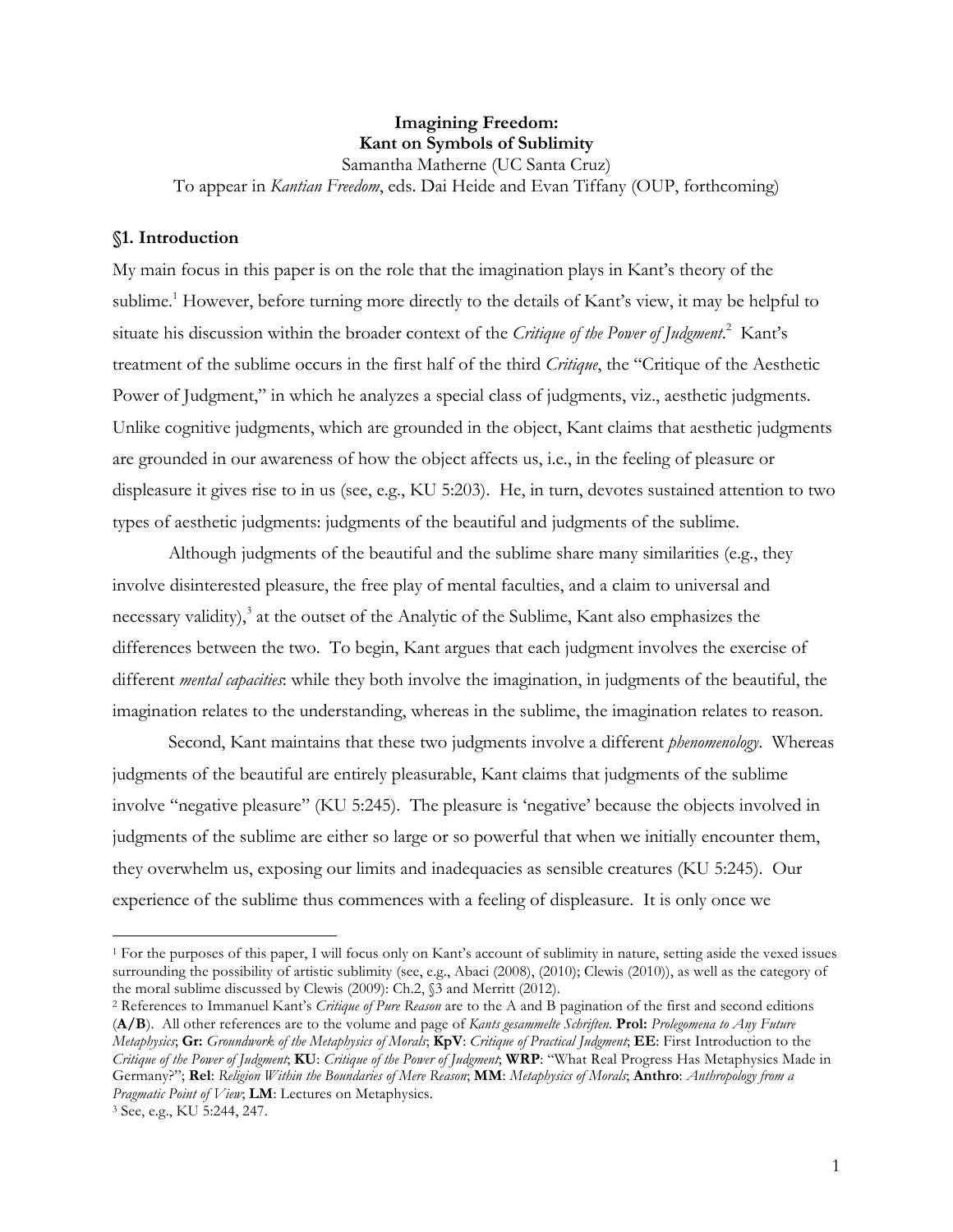**Imagining Freedom:**
**Kant on Symbols of Sublimity**

Samantha Matherne (UC Santa Cruz)

To appear in *Kantian Freedom*, eds. Dai Heide and Evan Tiffany (OUP, forthcoming)

## §1. Introduction

My main focus in this paper is on the role that the imagination plays in Kant's theory of the sublime.[1] However, before turning more directly to the details of Kant's view, it may be helpful to situate his discussion within the broader context of the *Critique of the Power of Judgment*.[2] Kant's treatment of the sublime occurs in the first half of the third *Critique*, the "Critique of the Aesthetic Power of Judgment," in which he analyzes a special class of judgments, viz., aesthetic judgments. Unlike cognitive judgments, which are grounded in the object, Kant claims that aesthetic judgments are grounded in our awareness of how the object affects us, i.e., in the feeling of pleasure or displeasure it gives rise to in us (see, e.g., KU 5:203). He, in turn, devotes sustained attention to two types of aesthetic judgments: judgments of the beautiful and judgments of the sublime.

Although judgments of the beautiful and the sublime share many similarities (e.g., they involve disinterested pleasure, the free play of mental faculties, and a claim to universal and necessary validity),[3] at the outset of the Analytic of the Sublime, Kant also emphasizes the differences between the two. To begin, Kant argues that each judgment involves the exercise of different *mental capacities*: while they both involve the imagination, in judgments of the beautiful, the imagination relates to the understanding, whereas in the sublime, the imagination relates to reason.

Second, Kant maintains that these two judgments involve a different *phenomenology*. Whereas judgments of the beautiful are entirely pleasurable, Kant claims that judgments of the sublime involve "negative pleasure" (KU 5:245). The pleasure is 'negative' because the objects involved in judgments of the sublime are either so large or so powerful that when we initially encounter them, they overwhelm us, exposing our limits and inadequacies as sensible creatures (KU 5:245). Our experience of the sublime thus commences with a feeling of displeasure. It is only once we

---

[1] For the purposes of this paper, I will focus only on Kant's account of sublimity in nature, setting aside the vexed issues surrounding the possibility of artistic sublimity (see, e.g., Abaci (2008), (2010); Clewis (2010)), as well as the category of the moral sublime discussed by Clewis (2009): Ch.2, §3 and Merritt (2012).

[2] References to Immanuel Kant's *Critique of Pure Reason* are to the A and B pagination of the first and second editions (**A/B**). All other references are to the volume and page of *Kants gesammelte Schriften*. **Prol:** *Prolegomena to Any Future Metaphysics*; **Gr:** *Groundwork of the Metaphysics of Morals*; **KpV**: *Critique of Practical Judgment*; **EE**: First Introduction to the *Critique of the Power of Judgment*; **KU**: *Critique of the Power of Judgment*; **WRP**: "What Real Progress Has Metaphysics Made in Germany?"; **Rel**: *Religion Within the Boundaries of Mere Reason*; **MM**: *Metaphysics of Morals*; **Anthro**: *Anthropology from a Pragmatic Point of View*; **LM**: Lectures on Metaphysics.

[3] See, e.g., KU 5:244, 247.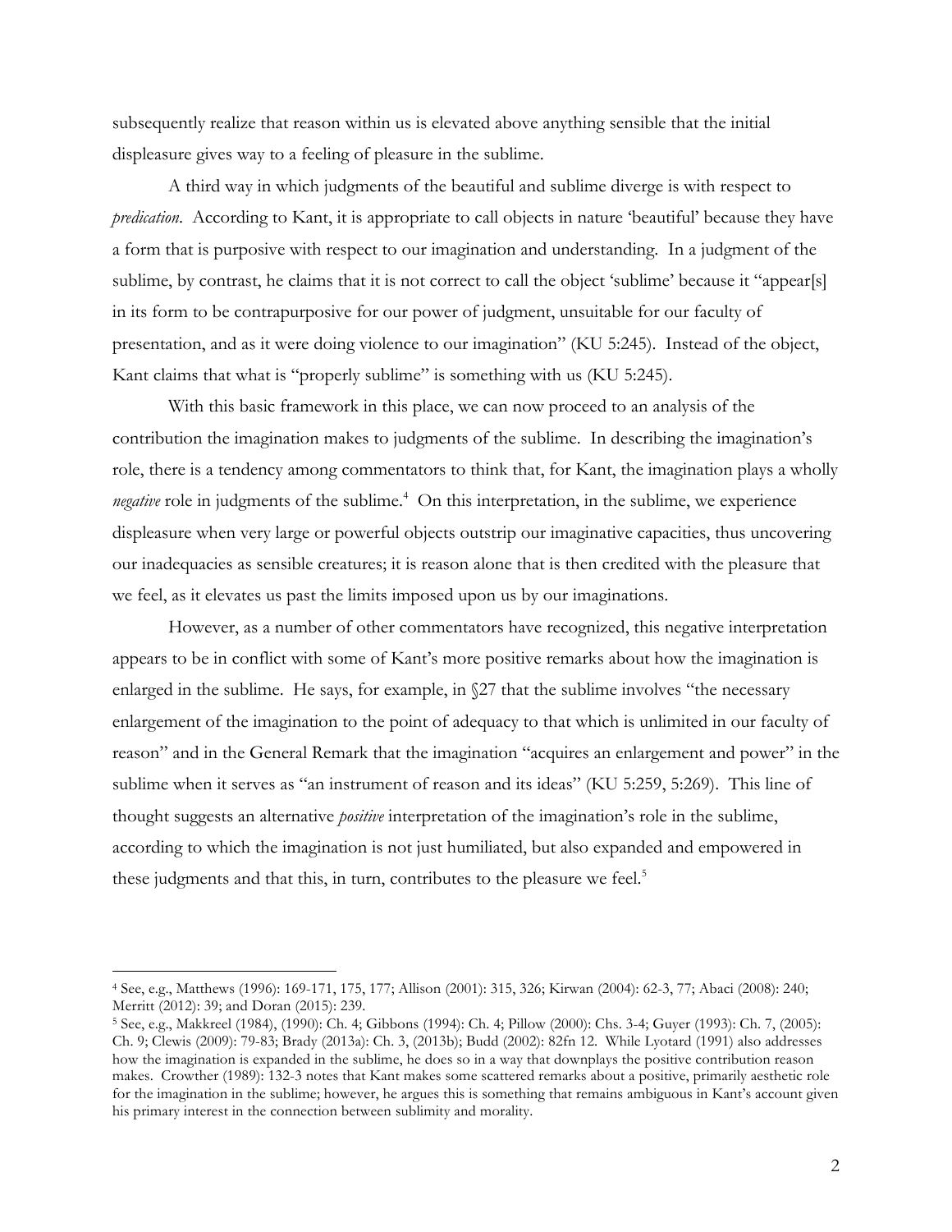subsequently realize that reason within us is elevated above anything sensible that the initial displeasure gives way to a feeling of pleasure in the sublime.

A third way in which judgments of the beautiful and sublime diverge is with respect to *predication*. According to Kant, it is appropriate to call objects in nature 'beautiful' because they have a form that is purposive with respect to our imagination and understanding. In a judgment of the sublime, by contrast, he claims that it is not correct to call the object 'sublime' because it "appear[s] in its form to be contrapurposive for our power of judgment, unsuitable for our faculty of presentation, and as it were doing violence to our imagination" (KU 5:245). Instead of the object, Kant claims that what is "properly sublime" is something with us (KU 5:245).

With this basic framework in this place, we can now proceed to an analysis of the contribution the imagination makes to judgments of the sublime. In describing the imagination's role, there is a tendency among commentators to think that, for Kant, the imagination plays a wholly *negative* role in judgments of the sublime.[4] On this interpretation, in the sublime, we experience displeasure when very large or powerful objects outstrip our imaginative capacities, thus uncovering our inadequacies as sensible creatures; it is reason alone that is then credited with the pleasure that we feel, as it elevates us past the limits imposed upon us by our imaginations.

However, as a number of other commentators have recognized, this negative interpretation appears to be in conflict with some of Kant's more positive remarks about how the imagination is enlarged in the sublime. He says, for example, in §27 that the sublime involves "the necessary enlargement of the imagination to the point of adequacy to that which is unlimited in our faculty of reason" and in the General Remark that the imagination "acquires an enlargement and power" in the sublime when it serves as "an instrument of reason and its ideas" (KU 5:259, 5:269). This line of thought suggests an alternative *positive* interpretation of the imagination's role in the sublime, according to which the imagination is not just humiliated, but also expanded and empowered in these judgments and that this, in turn, contributes to the pleasure we feel.[5]

---

[4] See, e.g., Matthews (1996): 169-171, 175, 177; Allison (2001): 315, 326; Kirwan (2004): 62-3, 77; Abaci (2008): 240; Merritt (2012): 39; and Doran (2015): 239.

[5] See, e.g., Makkreel (1984), (1990): Ch. 4; Gibbons (1994): Ch. 4; Pillow (2000): Chs. 3-4; Guyer (1993): Ch. 7, (2005): Ch. 9; Clewis (2009): 79-83; Brady (2013a): Ch. 3, (2013b); Budd (2002): 82fn 12. While Lyotard (1991) also addresses how the imagination is expanded in the sublime, he does so in a way that downplays the positive contribution reason makes. Crowther (1989): 132-3 notes that Kant makes some scattered remarks about a positive, primarily aesthetic role for the imagination in the sublime; however, he argues this is something that remains ambiguous in Kant's account given his primary interest in the connection between sublimity and morality.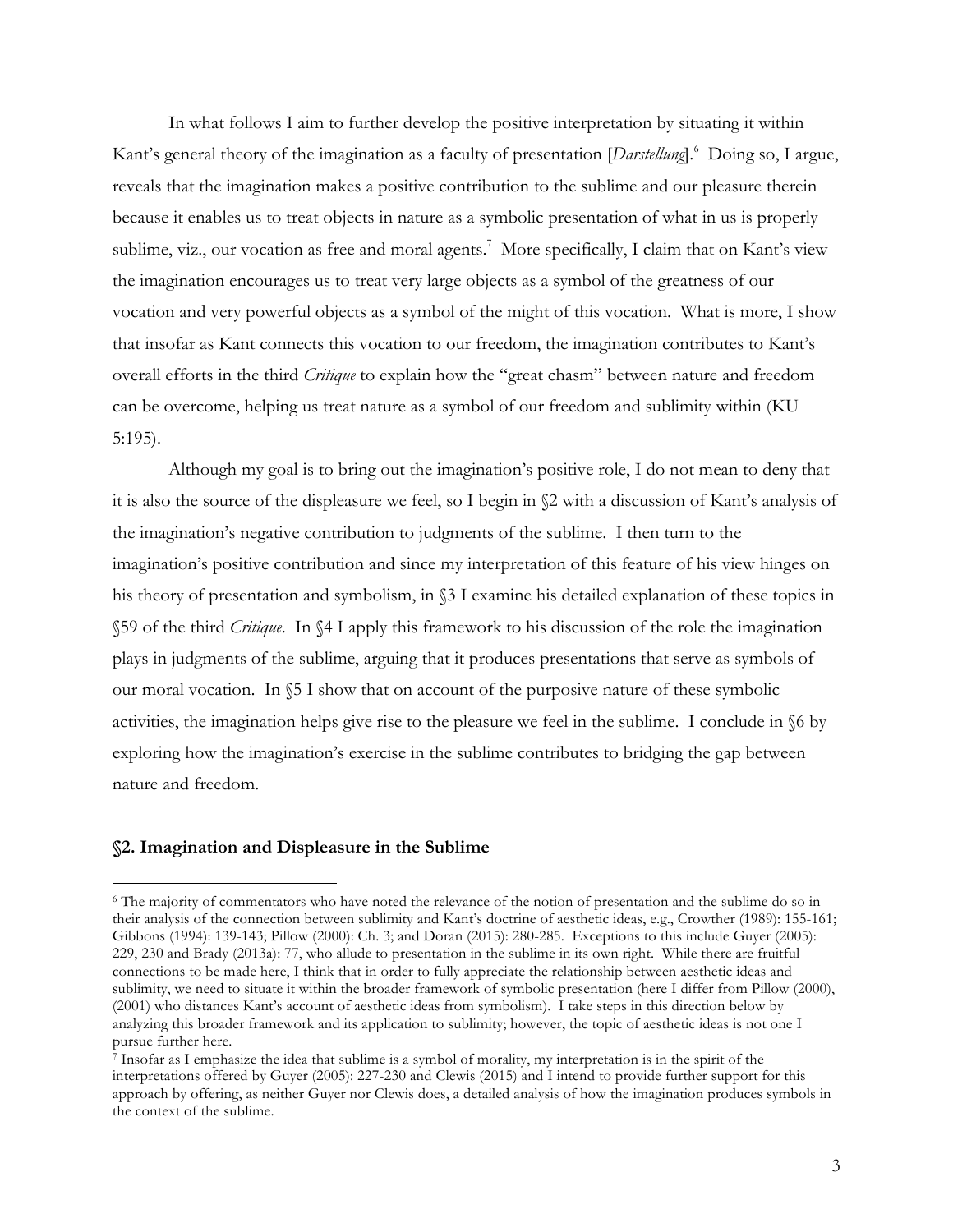In what follows I aim to further develop the positive interpretation by situating it within Kant's general theory of the imagination as a faculty of presentation [*Darstellung*].[6] Doing so, I argue, reveals that the imagination makes a positive contribution to the sublime and our pleasure therein because it enables us to treat objects in nature as a symbolic presentation of what in us is properly sublime, viz., our vocation as free and moral agents.[7] More specifically, I claim that on Kant's view the imagination encourages us to treat very large objects as a symbol of the greatness of our vocation and very powerful objects as a symbol of the might of this vocation. What is more, I show that insofar as Kant connects this vocation to our freedom, the imagination contributes to Kant's overall efforts in the third *Critique* to explain how the "great chasm" between nature and freedom can be overcome, helping us treat nature as a symbol of our freedom and sublimity within (KU 5:195).

Although my goal is to bring out the imagination's positive role, I do not mean to deny that it is also the source of the displeasure we feel, so I begin in §2 with a discussion of Kant's analysis of the imagination's negative contribution to judgments of the sublime. I then turn to the imagination's positive contribution and since my interpretation of this feature of his view hinges on his theory of presentation and symbolism, in §3 I examine his detailed explanation of these topics in §59 of the third *Critique*. In §4 I apply this framework to his discussion of the role the imagination plays in judgments of the sublime, arguing that it produces presentations that serve as symbols of our moral vocation. In §5 I show that on account of the purposive nature of these symbolic activities, the imagination helps give rise to the pleasure we feel in the sublime. I conclude in §6 by exploring how the imagination's exercise in the sublime contributes to bridging the gap between nature and freedom.

## §2. Imagination and Displeasure in the Sublime

---

[6] The majority of commentators who have noted the relevance of the notion of presentation and the sublime do so in their analysis of the connection between sublimity and Kant's doctrine of aesthetic ideas, e.g., Crowther (1989): 155-161; Gibbons (1994): 139-143; Pillow (2000): Ch. 3; and Doran (2015): 280-285. Exceptions to this include Guyer (2005): 229, 230 and Brady (2013a): 77, who allude to presentation in the sublime in its own right. While there are fruitful connections to be made here, I think that in order to fully appreciate the relationship between aesthetic ideas and sublimity, we need to situate it within the broader framework of symbolic presentation (here I differ from Pillow (2000), (2001) who distances Kant's account of aesthetic ideas from symbolism). I take steps in this direction below by analyzing this broader framework and its application to sublimity; however, the topic of aesthetic ideas is not one I pursue further here.

[7] Insofar as I emphasize the idea that sublime is a symbol of morality, my interpretation is in the spirit of the interpretations offered by Guyer (2005): 227-230 and Clewis (2015) and I intend to provide further support for this approach by offering, as neither Guyer nor Clewis does, a detailed analysis of how the imagination produces symbols in the context of the sublime.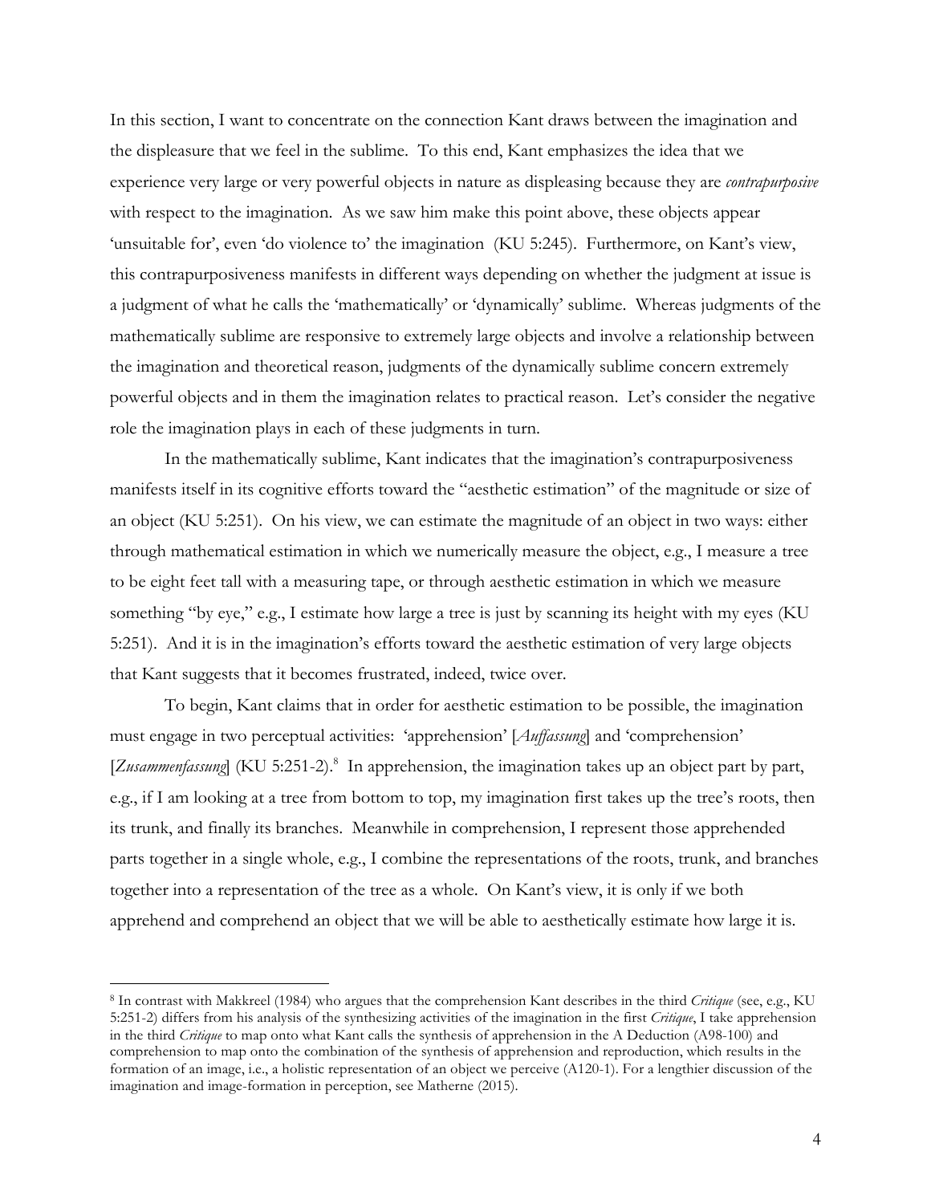In this section, I want to concentrate on the connection Kant draws between the imagination and the displeasure that we feel in the sublime. To this end, Kant emphasizes the idea that we experience very large or very powerful objects in nature as displeasing because they are *contrapurposive* with respect to the imagination. As we saw him make this point above, these objects appear 'unsuitable for', even 'do violence to' the imagination (KU 5:245). Furthermore, on Kant's view, this contrapurposiveness manifests in different ways depending on whether the judgment at issue is a judgment of what he calls the 'mathematically' or 'dynamically' sublime. Whereas judgments of the mathematically sublime are responsive to extremely large objects and involve a relationship between the imagination and theoretical reason, judgments of the dynamically sublime concern extremely powerful objects and in them the imagination relates to practical reason. Let's consider the negative role the imagination plays in each of these judgments in turn.

In the mathematically sublime, Kant indicates that the imagination's contrapurposiveness manifests itself in its cognitive efforts toward the "aesthetic estimation" of the magnitude or size of an object (KU 5:251). On his view, we can estimate the magnitude of an object in two ways: either through mathematical estimation in which we numerically measure the object, e.g., I measure a tree to be eight feet tall with a measuring tape, or through aesthetic estimation in which we measure something "by eye," e.g., I estimate how large a tree is just by scanning its height with my eyes (KU 5:251). And it is in the imagination's efforts toward the aesthetic estimation of very large objects that Kant suggests that it becomes frustrated, indeed, twice over.

To begin, Kant claims that in order for aesthetic estimation to be possible, the imagination must engage in two perceptual activities: 'apprehension' [*Auffassung*] and 'comprehension' [*Zusammenfassung*] (KU 5:251-2).[8] In apprehension, the imagination takes up an object part by part, e.g., if I am looking at a tree from bottom to top, my imagination first takes up the tree's roots, then its trunk, and finally its branches. Meanwhile in comprehension, I represent those apprehended parts together in a single whole, e.g., I combine the representations of the roots, trunk, and branches together into a representation of the tree as a whole. On Kant's view, it is only if we both apprehend and comprehend an object that we will be able to aesthetically estimate how large it is.

---

[8] In contrast with Makkreel (1984) who argues that the comprehension Kant describes in the third *Critique* (see, e.g., KU 5:251-2) differs from his analysis of the synthesizing activities of the imagination in the first *Critique*, I take apprehension in the third *Critique* to map onto what Kant calls the synthesis of apprehension in the A Deduction (A98-100) and comprehension to map onto the combination of the synthesis of apprehension and reproduction, which results in the formation of an image, i.e., a holistic representation of an object we perceive (A120-1). For a lengthier discussion of the imagination and image-formation in perception, see Matherne (2015).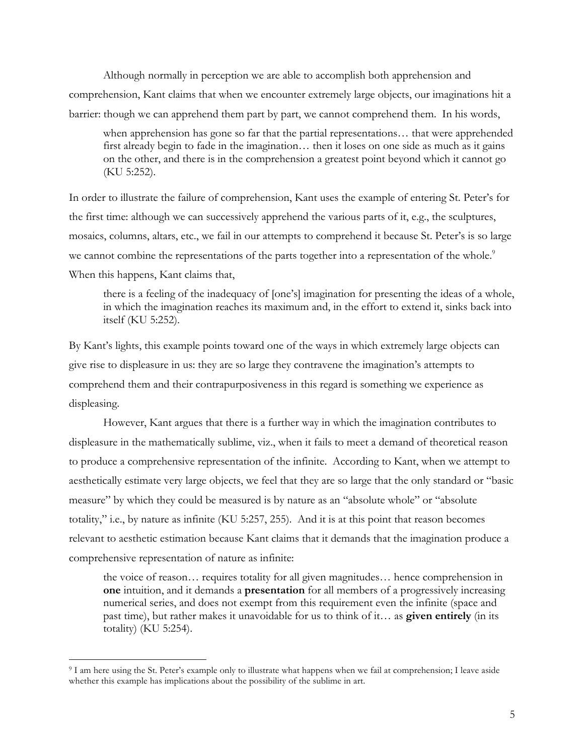Although normally in perception we are able to accomplish both apprehension and comprehension, Kant claims that when we encounter extremely large objects, our imaginations hit a barrier: though we can apprehend them part by part, we cannot comprehend them. In his words,

> when apprehension has gone so far that the partial representations… that were apprehended first already begin to fade in the imagination… then it loses on one side as much as it gains on the other, and there is in the comprehension a greatest point beyond which it cannot go (KU 5:252).

In order to illustrate the failure of comprehension, Kant uses the example of entering St. Peter's for the first time: although we can successively apprehend the various parts of it, e.g., the sculptures, mosaics, columns, altars, etc., we fail in our attempts to comprehend it because St. Peter's is so large we cannot combine the representations of the parts together into a representation of the whole.[9] When this happens, Kant claims that,

> there is a feeling of the inadequacy of [one's] imagination for presenting the ideas of a whole, in which the imagination reaches its maximum and, in the effort to extend it, sinks back into itself (KU 5:252).

By Kant's lights, this example points toward one of the ways in which extremely large objects can give rise to displeasure in us: they are so large they contravene the imagination's attempts to comprehend them and their contrapurposiveness in this regard is something we experience as displeasing.

However, Kant argues that there is a further way in which the imagination contributes to displeasure in the mathematically sublime, viz., when it fails to meet a demand of theoretical reason to produce a comprehensive representation of the infinite. According to Kant, when we attempt to aesthetically estimate very large objects, we feel that they are so large that the only standard or "basic measure" by which they could be measured is by nature as an "absolute whole" or "absolute totality," i.e., by nature as infinite (KU 5:257, 255). And it is at this point that reason becomes relevant to aesthetic estimation because Kant claims that it demands that the imagination produce a comprehensive representation of nature as infinite:

> the voice of reason… requires totality for all given magnitudes… hence comprehension in **one** intuition, and it demands a **presentation** for all members of a progressively increasing numerical series, and does not exempt from this requirement even the infinite (space and past time), but rather makes it unavoidable for us to think of it… as **given entirely** (in its totality) (KU 5:254).

---

[9] I am here using the St. Peter's example only to illustrate what happens when we fail at comprehension; I leave aside whether this example has implications about the possibility of the sublime in art.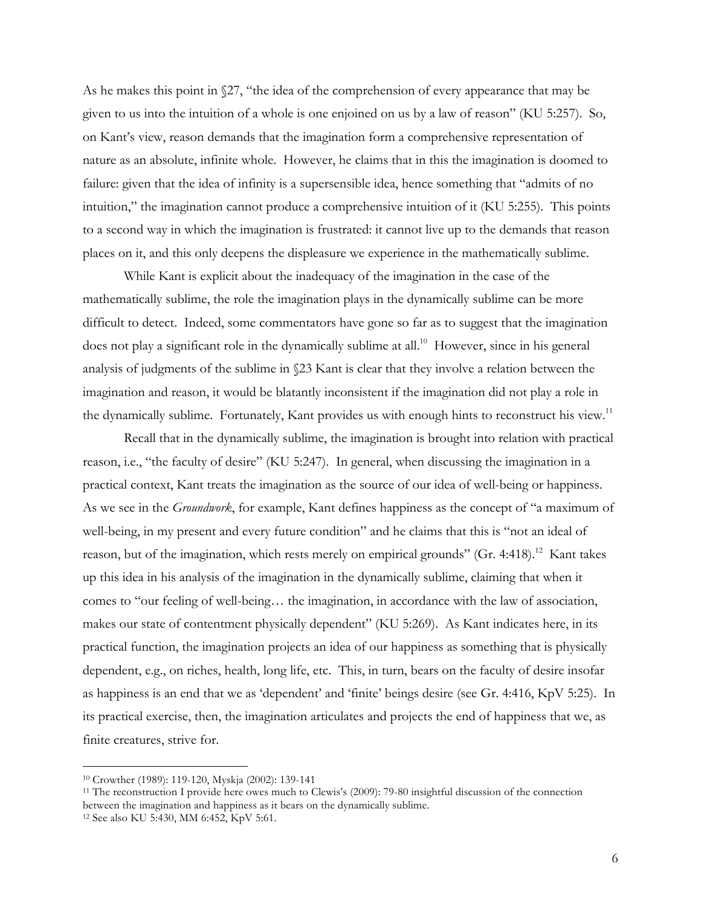As he makes this point in §27, "the idea of the comprehension of every appearance that may be given to us into the intuition of a whole is one enjoined on us by a law of reason" (KU 5:257). So, on Kant's view, reason demands that the imagination form a comprehensive representation of nature as an absolute, infinite whole. However, he claims that in this the imagination is doomed to failure: given that the idea of infinity is a supersensible idea, hence something that "admits of no intuition," the imagination cannot produce a comprehensive intuition of it (KU 5:255). This points to a second way in which the imagination is frustrated: it cannot live up to the demands that reason places on it, and this only deepens the displeasure we experience in the mathematically sublime.

While Kant is explicit about the inadequacy of the imagination in the case of the mathematically sublime, the role the imagination plays in the dynamically sublime can be more difficult to detect. Indeed, some commentators have gone so far as to suggest that the imagination does not play a significant role in the dynamically sublime at all.[10] However, since in his general analysis of judgments of the sublime in §23 Kant is clear that they involve a relation between the imagination and reason, it would be blatantly inconsistent if the imagination did not play a role in the dynamically sublime. Fortunately, Kant provides us with enough hints to reconstruct his view.[11]

Recall that in the dynamically sublime, the imagination is brought into relation with practical reason, i.e., "the faculty of desire" (KU 5:247). In general, when discussing the imagination in a practical context, Kant treats the imagination as the source of our idea of well-being or happiness. As we see in the *Groundwork*, for example, Kant defines happiness as the concept of "a maximum of well-being, in my present and every future condition" and he claims that this is "not an ideal of reason, but of the imagination, which rests merely on empirical grounds" (Gr. 4:418).[12] Kant takes up this idea in his analysis of the imagination in the dynamically sublime, claiming that when it comes to "our feeling of well-being… the imagination, in accordance with the law of association, makes our state of contentment physically dependent" (KU 5:269). As Kant indicates here, in its practical function, the imagination projects an idea of our happiness as something that is physically dependent, e.g., on riches, health, long life, etc. This, in turn, bears on the faculty of desire insofar as happiness is an end that we as 'dependent' and 'finite' beings desire (see Gr. 4:416, KpV 5:25). In its practical exercise, then, the imagination articulates and projects the end of happiness that we, as finite creatures, strive for.

---

[10] Crowther (1989): 119-120, Myskja (2002): 139-141

[11] The reconstruction I provide here owes much to Clewis's (2009): 79-80 insightful discussion of the connection between the imagination and happiness as it bears on the dynamically sublime.

[12] See also KU 5:430, MM 6:452, KpV 5:61.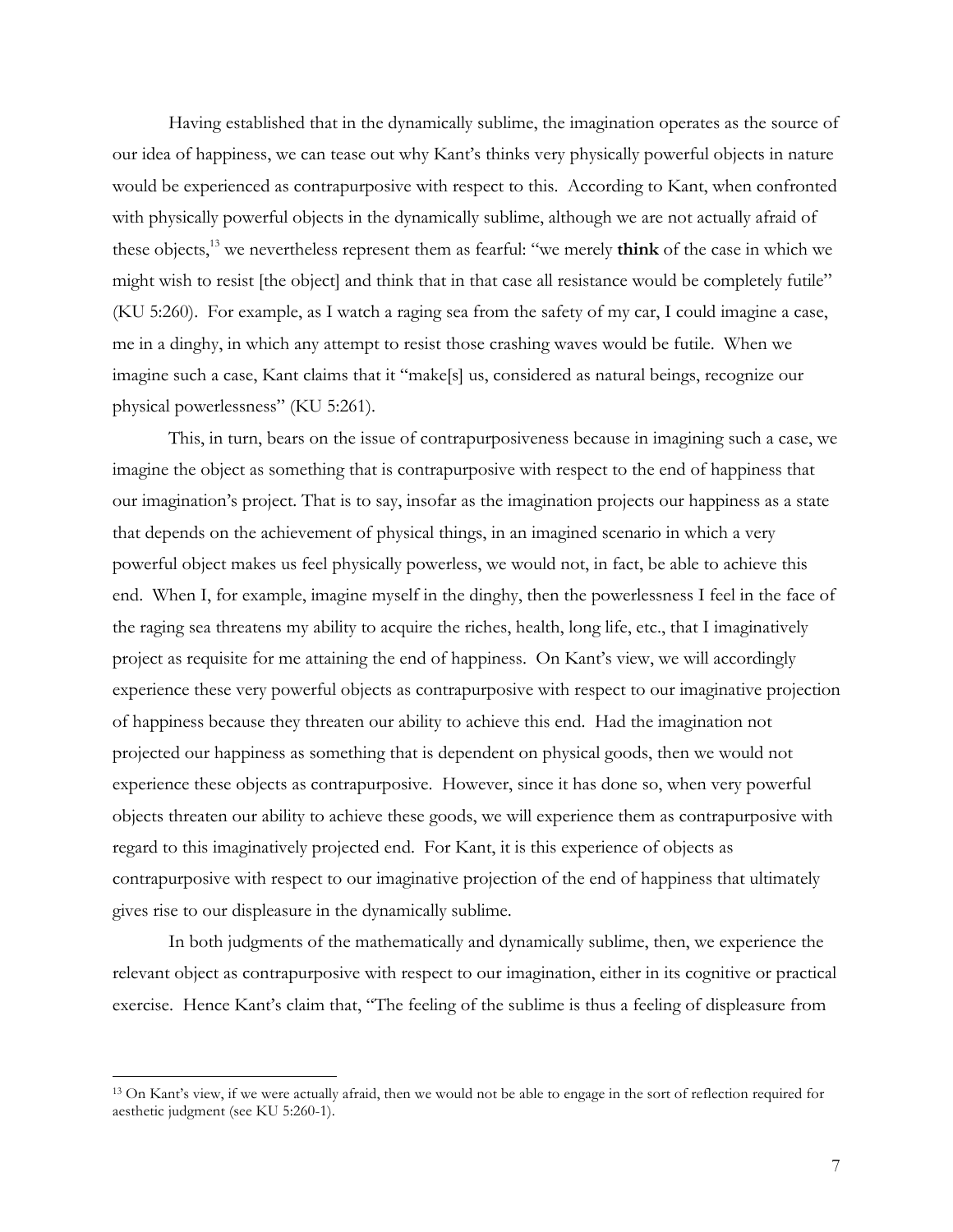Having established that in the dynamically sublime, the imagination operates as the source of our idea of happiness, we can tease out why Kant's thinks very physically powerful objects in nature would be experienced as contrapurposive with respect to this. According to Kant, when confronted with physically powerful objects in the dynamically sublime, although we are not actually afraid of these objects,[13] we nevertheless represent them as fearful: "we merely **think** of the case in which we might wish to resist [the object] and think that in that case all resistance would be completely futile" (KU 5:260). For example, as I watch a raging sea from the safety of my car, I could imagine a case, me in a dinghy, in which any attempt to resist those crashing waves would be futile. When we imagine such a case, Kant claims that it "make[s] us, considered as natural beings, recognize our physical powerlessness" (KU 5:261).

This, in turn, bears on the issue of contrapurposiveness because in imagining such a case, we imagine the object as something that is contrapurposive with respect to the end of happiness that our imagination's project. That is to say, insofar as the imagination projects our happiness as a state that depends on the achievement of physical things, in an imagined scenario in which a very powerful object makes us feel physically powerless, we would not, in fact, be able to achieve this end. When I, for example, imagine myself in the dinghy, then the powerlessness I feel in the face of the raging sea threatens my ability to acquire the riches, health, long life, etc., that I imaginatively project as requisite for me attaining the end of happiness. On Kant's view, we will accordingly experience these very powerful objects as contrapurposive with respect to our imaginative projection of happiness because they threaten our ability to achieve this end. Had the imagination not projected our happiness as something that is dependent on physical goods, then we would not experience these objects as contrapurposive. However, since it has done so, when very powerful objects threaten our ability to achieve these goods, we will experience them as contrapurposive with regard to this imaginatively projected end. For Kant, it is this experience of objects as contrapurposive with respect to our imaginative projection of the end of happiness that ultimately gives rise to our displeasure in the dynamically sublime.

In both judgments of the mathematically and dynamically sublime, then, we experience the relevant object as contrapurposive with respect to our imagination, either in its cognitive or practical exercise. Hence Kant's claim that, "The feeling of the sublime is thus a feeling of displeasure from

[13] On Kant's view, if we were actually afraid, then we would not be able to engage in the sort of reflection required for aesthetic judgment (see KU 5:260-1).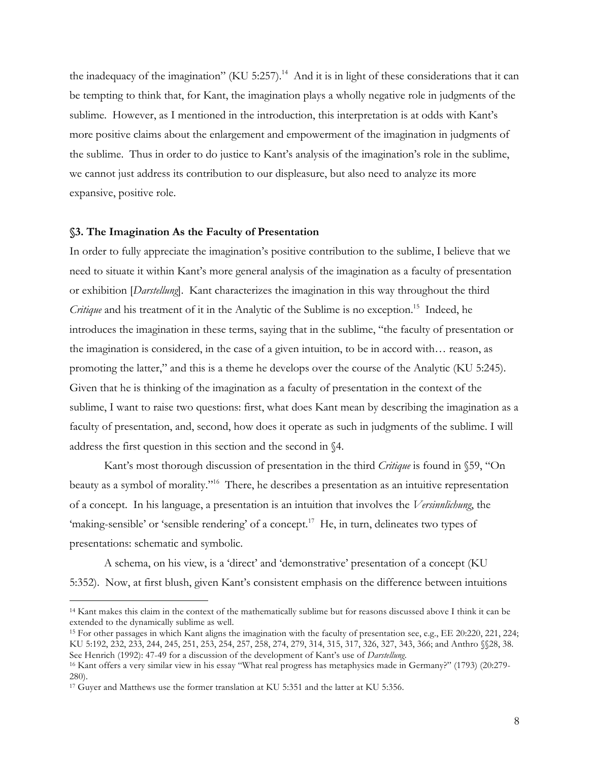the inadequacy of the imagination" (KU 5:257).[14] And it is in light of these considerations that it can be tempting to think that, for Kant, the imagination plays a wholly negative role in judgments of the sublime. However, as I mentioned in the introduction, this interpretation is at odds with Kant's more positive claims about the enlargement and empowerment of the imagination in judgments of the sublime. Thus in order to do justice to Kant's analysis of the imagination's role in the sublime, we cannot just address its contribution to our displeasure, but also need to analyze its more expansive, positive role.

### §3. The Imagination As the Faculty of Presentation

In order to fully appreciate the imagination's positive contribution to the sublime, I believe that we need to situate it within Kant's more general analysis of the imagination as a faculty of presentation or exhibition [*Darstellung*]. Kant characterizes the imagination in this way throughout the third *Critique* and his treatment of it in the Analytic of the Sublime is no exception.[15] Indeed, he introduces the imagination in these terms, saying that in the sublime, "the faculty of presentation or the imagination is considered, in the case of a given intuition, to be in accord with… reason, as promoting the latter," and this is a theme he develops over the course of the Analytic (KU 5:245). Given that he is thinking of the imagination as a faculty of presentation in the context of the sublime, I want to raise two questions: first, what does Kant mean by describing the imagination as a faculty of presentation, and, second, how does it operate as such in judgments of the sublime. I will address the first question in this section and the second in §4.

Kant's most thorough discussion of presentation in the third *Critique* is found in §59, "On beauty as a symbol of morality."[16] There, he describes a presentation as an intuitive representation of a concept. In his language, a presentation is an intuition that involves the *Versinnlichung*, the 'making-sensible' or 'sensible rendering' of a concept.[17] He, in turn, delineates two types of presentations: schematic and symbolic.

A schema, on his view, is a 'direct' and 'demonstrative' presentation of a concept (KU 5:352). Now, at first blush, given Kant's consistent emphasis on the difference between intuitions

---

[14] Kant makes this claim in the context of the mathematically sublime but for reasons discussed above I think it can be extended to the dynamically sublime as well.

[15] For other passages in which Kant aligns the imagination with the faculty of presentation see, e.g., EE 20:220, 221, 224; KU 5:192, 232, 233, 244, 245, 251, 253, 254, 257, 258, 274, 279, 314, 315, 317, 326, 327, 343, 366; and Anthro §§28, 38. See Henrich (1992): 47-49 for a discussion of the development of Kant's use of *Darstellung*.

[16] Kant offers a very similar view in his essay "What real progress has metaphysics made in Germany?" (1793) (20:279-280).

[17] Guyer and Matthews use the former translation at KU 5:351 and the latter at KU 5:356.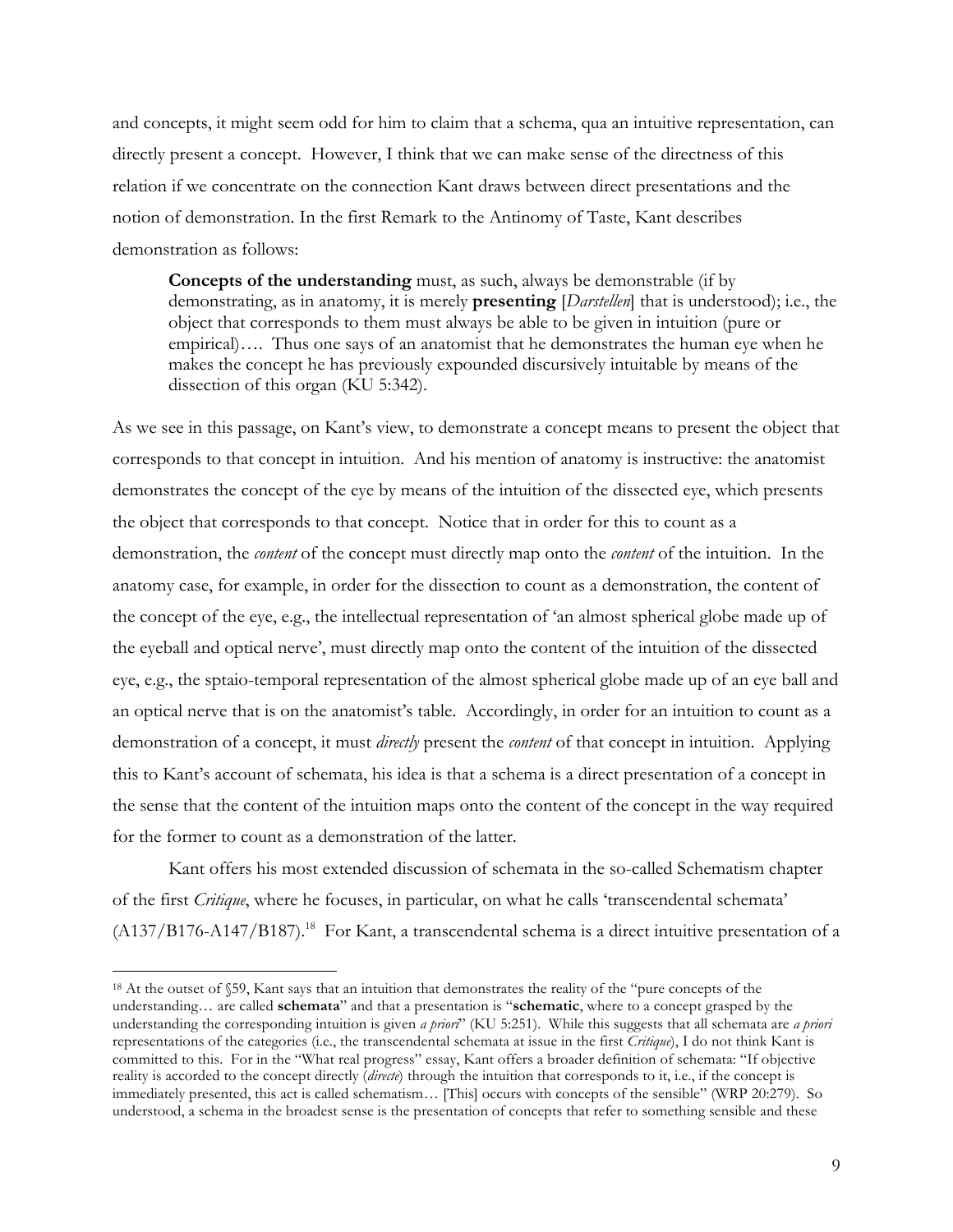and concepts, it might seem odd for him to claim that a schema, qua an intuitive representation, can directly present a concept. However, I think that we can make sense of the directness of this relation if we concentrate on the connection Kant draws between direct presentations and the notion of demonstration. In the first Remark to the Antinomy of Taste, Kant describes demonstration as follows:

> **Concepts of the understanding** must, as such, always be demonstrable (if by demonstrating, as in anatomy, it is merely **presenting** [*Darstellen*] that is understood); i.e., the object that corresponds to them must always be able to be given in intuition (pure or empirical)…. Thus one says of an anatomist that he demonstrates the human eye when he makes the concept he has previously expounded discursively intuitable by means of the dissection of this organ (KU 5:342).

As we see in this passage, on Kant's view, to demonstrate a concept means to present the object that corresponds to that concept in intuition. And his mention of anatomy is instructive: the anatomist demonstrates the concept of the eye by means of the intuition of the dissected eye, which presents the object that corresponds to that concept. Notice that in order for this to count as a demonstration, the *content* of the concept must directly map onto the *content* of the intuition. In the anatomy case, for example, in order for the dissection to count as a demonstration, the content of the concept of the eye, e.g., the intellectual representation of 'an almost spherical globe made up of the eyeball and optical nerve', must directly map onto the content of the intuition of the dissected eye, e.g., the sptaio-temporal representation of the almost spherical globe made up of an eye ball and an optical nerve that is on the anatomist's table. Accordingly, in order for an intuition to count as a demonstration of a concept, it must *directly* present the *content* of that concept in intuition. Applying this to Kant's account of schemata, his idea is that a schema is a direct presentation of a concept in the sense that the content of the intuition maps onto the content of the concept in the way required for the former to count as a demonstration of the latter.

Kant offers his most extended discussion of schemata in the so-called Schematism chapter of the first *Critique*, where he focuses, in particular, on what he calls 'transcendental schemata' (A137/B176-A147/B187).[18] For Kant, a transcendental schema is a direct intuitive presentation of a

---

[18] At the outset of §59, Kant says that an intuition that demonstrates the reality of the "pure concepts of the understanding… are called **schemata**" and that a presentation is "**schematic**, where to a concept grasped by the understanding the corresponding intuition is given *a priori*" (KU 5:251). While this suggests that all schemata are *a priori* representations of the categories (i.e., the transcendental schemata at issue in the first *Critique*), I do not think Kant is committed to this. For in the "What real progress" essay, Kant offers a broader definition of schemata: "If objective reality is accorded to the concept directly (*directe*) through the intuition that corresponds to it, i.e., if the concept is immediately presented, this act is called schematism… [This] occurs with concepts of the sensible" (WRP 20:279). So understood, a schema in the broadest sense is the presentation of concepts that refer to something sensible and these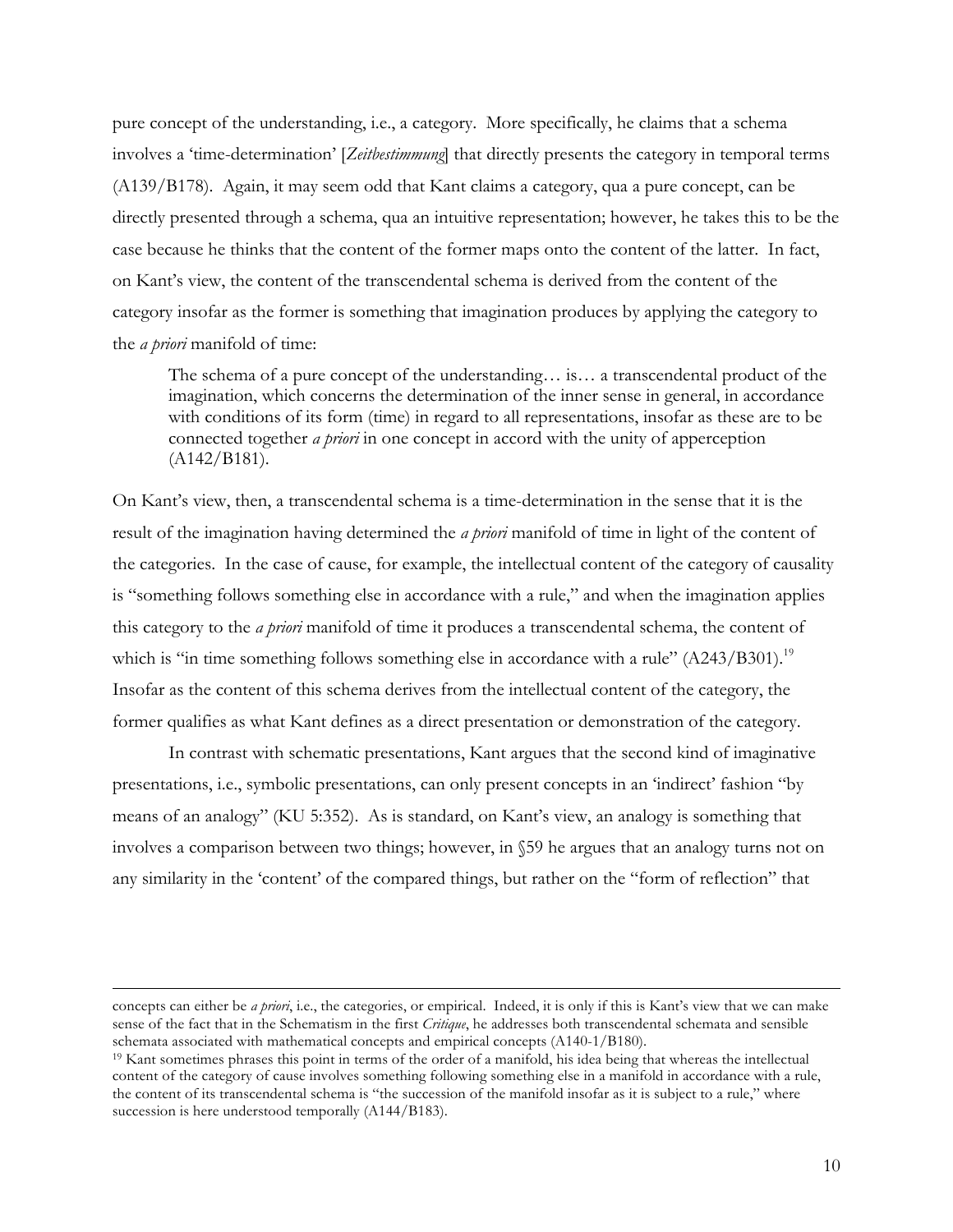pure concept of the understanding, i.e., a category. More specifically, he claims that a schema involves a 'time-determination' [*Zeitbestimmung*] that directly presents the category in temporal terms (A139/B178). Again, it may seem odd that Kant claims a category, qua a pure concept, can be directly presented through a schema, qua an intuitive representation; however, he takes this to be the case because he thinks that the content of the former maps onto the content of the latter. In fact, on Kant's view, the content of the transcendental schema is derived from the content of the category insofar as the former is something that imagination produces by applying the category to the *a priori* manifold of time:

> The schema of a pure concept of the understanding… is… a transcendental product of the imagination, which concerns the determination of the inner sense in general, in accordance with conditions of its form (time) in regard to all representations, insofar as these are to be connected together *a priori* in one concept in accord with the unity of apperception (A142/B181).

On Kant's view, then, a transcendental schema is a time-determination in the sense that it is the result of the imagination having determined the *a priori* manifold of time in light of the content of the categories. In the case of cause, for example, the intellectual content of the category of causality is "something follows something else in accordance with a rule," and when the imagination applies this category to the *a priori* manifold of time it produces a transcendental schema, the content of which is "in time something follows something else in accordance with a rule" (A243/B301).[19] Insofar as the content of this schema derives from the intellectual content of the category, the former qualifies as what Kant defines as a direct presentation or demonstration of the category.

In contrast with schematic presentations, Kant argues that the second kind of imaginative presentations, i.e., symbolic presentations, can only present concepts in an 'indirect' fashion "by means of an analogy" (KU 5:352). As is standard, on Kant's view, an analogy is something that involves a comparison between two things; however, in §59 he argues that an analogy turns not on any similarity in the 'content' of the compared things, but rather on the "form of reflection" that

---

concepts can either be *a priori*, i.e., the categories, or empirical. Indeed, it is only if this is Kant's view that we can make sense of the fact that in the Schematism in the first *Critique*, he addresses both transcendental schemata and sensible schemata associated with mathematical concepts and empirical concepts (A140-1/B180).

[19] Kant sometimes phrases this point in terms of the order of a manifold, his idea being that whereas the intellectual content of the category of cause involves something following something else in a manifold in accordance with a rule, the content of its transcendental schema is "the succession of the manifold insofar as it is subject to a rule," where succession is here understood temporally (A144/B183).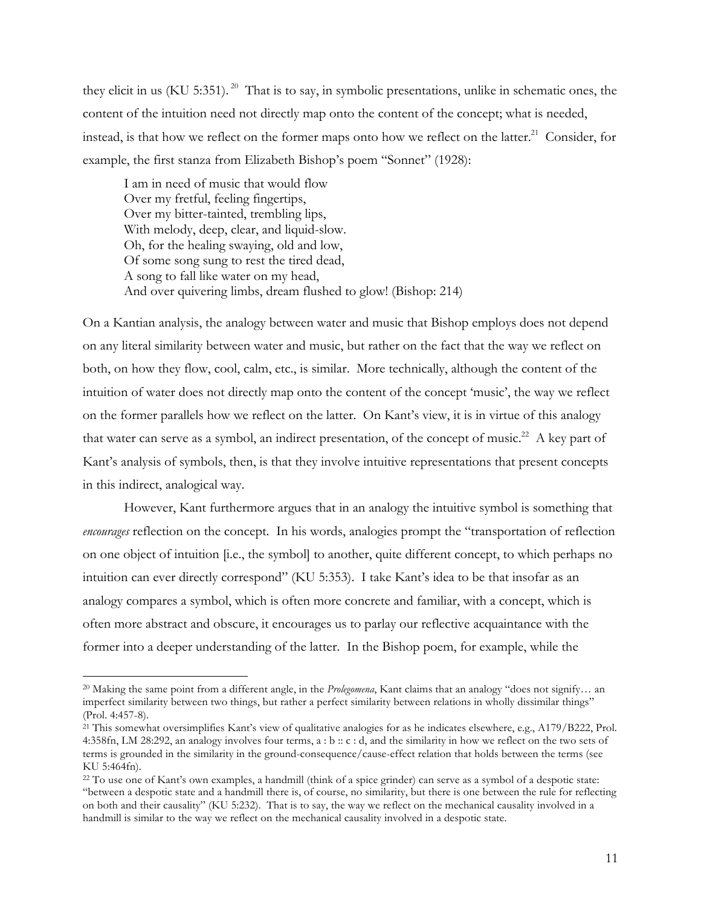they elicit in us (KU 5:351).[20] That is to say, in symbolic presentations, unlike in schematic ones, the content of the intuition need not directly map onto the content of the concept; what is needed, instead, is that how we reflect on the former maps onto how we reflect on the latter.[21] Consider, for example, the first stanza from Elizabeth Bishop's poem "Sonnet" (1928):

> I am in need of music that would flow
> Over my fretful, feeling fingertips,
> Over my bitter-tainted, trembling lips,
> With melody, deep, clear, and liquid-slow.
> Oh, for the healing swaying, old and low,
> Of some song sung to rest the tired dead,
> A song to fall like water on my head,
> And over quivering limbs, dream flushed to glow! (Bishop: 214)

On a Kantian analysis, the analogy between water and music that Bishop employs does not depend on any literal similarity between water and music, but rather on the fact that the way we reflect on both, on how they flow, cool, calm, etc., is similar. More technically, although the content of the intuition of water does not directly map onto the content of the concept 'music', the way we reflect on the former parallels how we reflect on the latter. On Kant's view, it is in virtue of this analogy that water can serve as a symbol, an indirect presentation, of the concept of music.[22] A key part of Kant's analysis of symbols, then, is that they involve intuitive representations that present concepts in this indirect, analogical way.

However, Kant furthermore argues that in an analogy the intuitive symbol is something that *encourages* reflection on the concept. In his words, analogies prompt the "transportation of reflection on one object of intuition [i.e., the symbol] to another, quite different concept, to which perhaps no intuition can ever directly correspond" (KU 5:353). I take Kant's idea to be that insofar as an analogy compares a symbol, which is often more concrete and familiar, with a concept, which is often more abstract and obscure, it encourages us to parlay our reflective acquaintance with the former into a deeper understanding of the latter. In the Bishop poem, for example, while the

---

[20] Making the same point from a different angle, in the *Prolegomena*, Kant claims that an analogy "does not signify… an imperfect similarity between two things, but rather a perfect similarity between relations in wholly dissimilar things" (Prol. 4:457-8).

[21] This somewhat oversimplifies Kant's view of qualitative analogies for as he indicates elsewhere, e.g., A179/B222, Prol. 4:358fn, LM 28:292, an analogy involves four terms, a : b :: c : d, and the similarity in how we reflect on the two sets of terms is grounded in the similarity in the ground-consequence/cause-effect relation that holds between the terms (see KU 5:464fn).

[22] To use one of Kant's own examples, a handmill (think of a spice grinder) can serve as a symbol of a despotic state: "between a despotic state and a handmill there is, of course, no similarity, but there is one between the rule for reflecting on both and their causality" (KU 5:232). That is to say, the way we reflect on the mechanical causality involved in a handmill is similar to the way we reflect on the mechanical causality involved in a despotic state.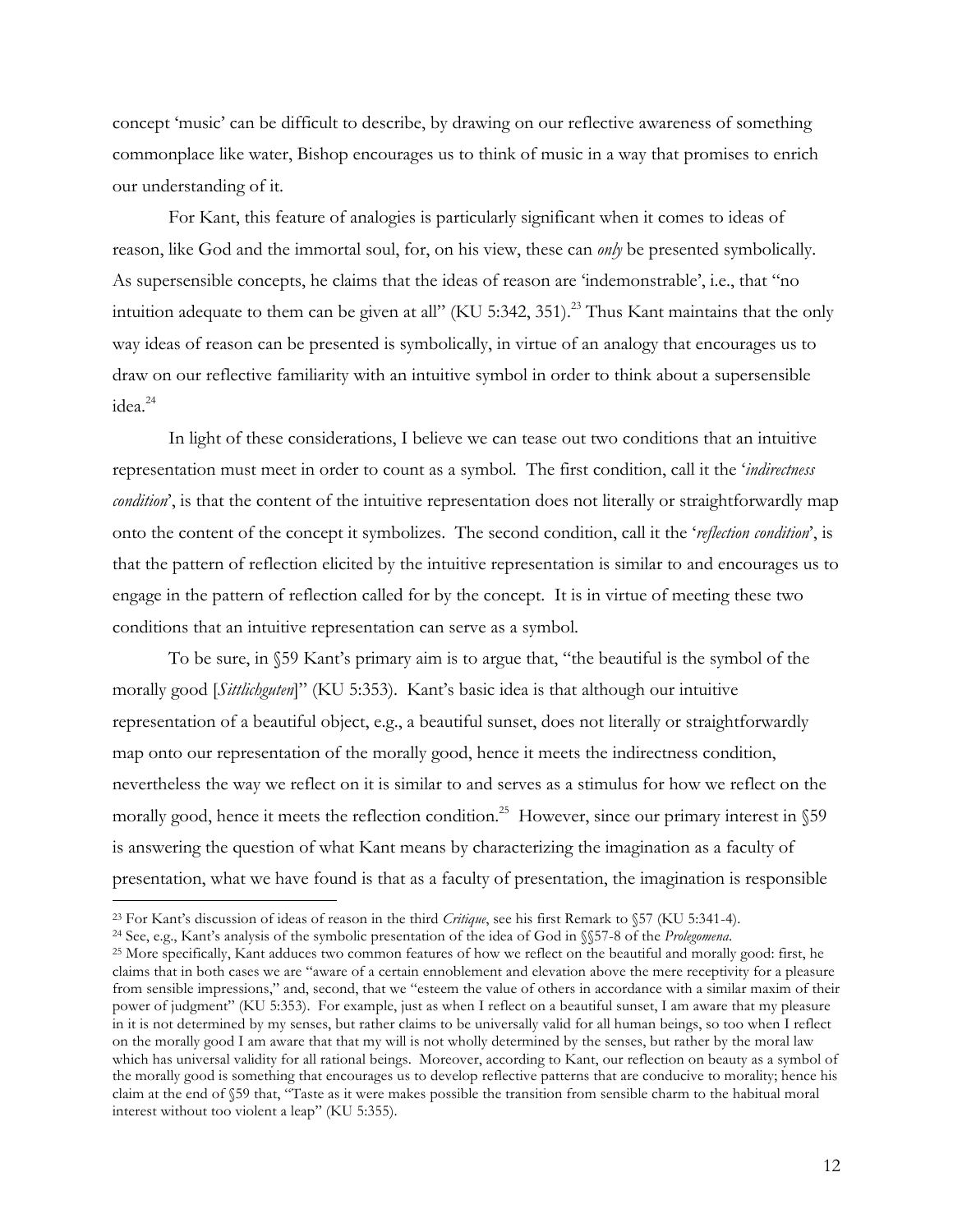concept 'music' can be difficult to describe, by drawing on our reflective awareness of something commonplace like water, Bishop encourages us to think of music in a way that promises to enrich our understanding of it.

For Kant, this feature of analogies is particularly significant when it comes to ideas of reason, like God and the immortal soul, for, on his view, these can *only* be presented symbolically. As supersensible concepts, he claims that the ideas of reason are 'indemonstrable', i.e., that "no intuition adequate to them can be given at all" (KU 5:342, 351).[23] Thus Kant maintains that the only way ideas of reason can be presented is symbolically, in virtue of an analogy that encourages us to draw on our reflective familiarity with an intuitive symbol in order to think about a supersensible idea.[24]

In light of these considerations, I believe we can tease out two conditions that an intuitive representation must meet in order to count as a symbol. The first condition, call it the '*indirectness condition*', is that the content of the intuitive representation does not literally or straightforwardly map onto the content of the concept it symbolizes. The second condition, call it the '*reflection condition*', is that the pattern of reflection elicited by the intuitive representation is similar to and encourages us to engage in the pattern of reflection called for by the concept. It is in virtue of meeting these two conditions that an intuitive representation can serve as a symbol.

To be sure, in §59 Kant's primary aim is to argue that, "the beautiful is the symbol of the morally good [*Sittlichguten*]" (KU 5:353). Kant's basic idea is that although our intuitive representation of a beautiful object, e.g., a beautiful sunset, does not literally or straightforwardly map onto our representation of the morally good, hence it meets the indirectness condition, nevertheless the way we reflect on it is similar to and serves as a stimulus for how we reflect on the morally good, hence it meets the reflection condition.[25] However, since our primary interest in §59 is answering the question of what Kant means by characterizing the imagination as a faculty of presentation, what we have found is that as a faculty of presentation, the imagination is responsible

---

[23] For Kant's discussion of ideas of reason in the third *Critique*, see his first Remark to §57 (KU 5:341-4).

[24] See, e.g., Kant's analysis of the symbolic presentation of the idea of God in §§57-8 of the *Prolegomena*.

[25] More specifically, Kant adduces two common features of how we reflect on the beautiful and morally good: first, he claims that in both cases we are "aware of a certain ennoblement and elevation above the mere receptivity for a pleasure from sensible impressions," and, second, that we "esteem the value of others in accordance with a similar maxim of their power of judgment" (KU 5:353). For example, just as when I reflect on a beautiful sunset, I am aware that my pleasure in it is not determined by my senses, but rather claims to be universally valid for all human beings, so too when I reflect on the morally good I am aware that that my will is not wholly determined by the senses, but rather by the moral law which has universal validity for all rational beings. Moreover, according to Kant, our reflection on beauty as a symbol of the morally good is something that encourages us to develop reflective patterns that are conducive to morality; hence his claim at the end of §59 that, "Taste as it were makes possible the transition from sensible charm to the habitual moral interest without too violent a leap" (KU 5:355).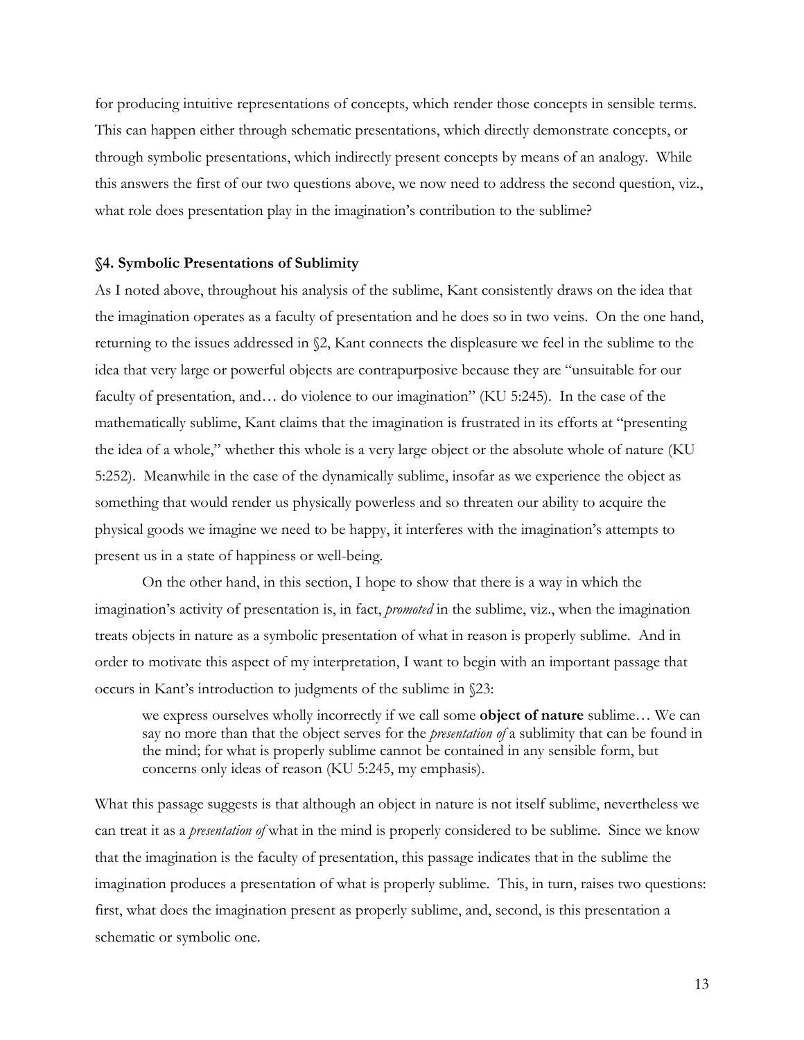for producing intuitive representations of concepts, which render those concepts in sensible terms. This can happen either through schematic presentations, which directly demonstrate concepts, or through symbolic presentations, which indirectly present concepts by means of an analogy. While this answers the first of our two questions above, we now need to address the second question, viz., what role does presentation play in the imagination's contribution to the sublime?

### §4. Symbolic Presentations of Sublimity

As I noted above, throughout his analysis of the sublime, Kant consistently draws on the idea that the imagination operates as a faculty of presentation and he does so in two veins. On the one hand, returning to the issues addressed in §2, Kant connects the displeasure we feel in the sublime to the idea that very large or powerful objects are contrapurposive because they are "unsuitable for our faculty of presentation, and… do violence to our imagination" (KU 5:245). In the case of the mathematically sublime, Kant claims that the imagination is frustrated in its efforts at "presenting the idea of a whole," whether this whole is a very large object or the absolute whole of nature (KU 5:252). Meanwhile in the case of the dynamically sublime, insofar as we experience the object as something that would render us physically powerless and so threaten our ability to acquire the physical goods we imagine we need to be happy, it interferes with the imagination's attempts to present us in a state of happiness or well-being.

On the other hand, in this section, I hope to show that there is a way in which the imagination's activity of presentation is, in fact, *promoted* in the sublime, viz., when the imagination treats objects in nature as a symbolic presentation of what in reason is properly sublime. And in order to motivate this aspect of my interpretation, I want to begin with an important passage that occurs in Kant's introduction to judgments of the sublime in §23:

> we express ourselves wholly incorrectly if we call some **object of nature** sublime… We can say no more than that the object serves for the *presentation of* a sublimity that can be found in the mind; for what is properly sublime cannot be contained in any sensible form, but concerns only ideas of reason (KU 5:245, my emphasis).

What this passage suggests is that although an object in nature is not itself sublime, nevertheless we can treat it as a *presentation of* what in the mind is properly considered to be sublime. Since we know that the imagination is the faculty of presentation, this passage indicates that in the sublime the imagination produces a presentation of what is properly sublime. This, in turn, raises two questions: first, what does the imagination present as properly sublime, and, second, is this presentation a schematic or symbolic one.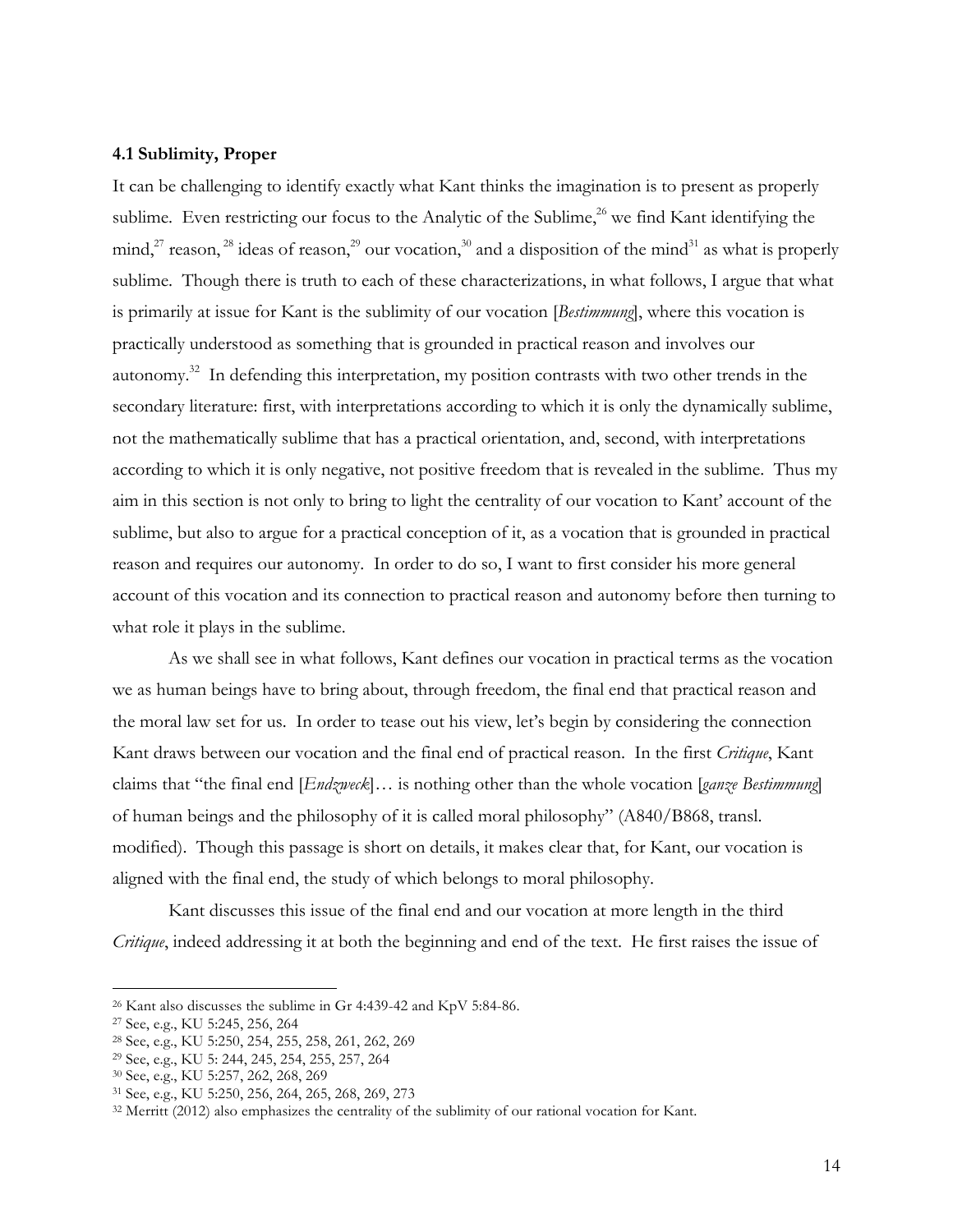### 4.1 Sublimity, Proper

It can be challenging to identify exactly what Kant thinks the imagination is to present as properly sublime. Even restricting our focus to the Analytic of the Sublime,[26] we find Kant identifying the mind,[27] reason,[28] ideas of reason,[29] our vocation,[30] and a disposition of the mind[31] as what is properly sublime. Though there is truth to each of these characterizations, in what follows, I argue that what is primarily at issue for Kant is the sublimity of our vocation [*Bestimmung*], where this vocation is practically understood as something that is grounded in practical reason and involves our autonomy.[32] In defending this interpretation, my position contrasts with two other trends in the secondary literature: first, with interpretations according to which it is only the dynamically sublime, not the mathematically sublime that has a practical orientation, and, second, with interpretations according to which it is only negative, not positive freedom that is revealed in the sublime. Thus my aim in this section is not only to bring to light the centrality of our vocation to Kant' account of the sublime, but also to argue for a practical conception of it, as a vocation that is grounded in practical reason and requires our autonomy. In order to do so, I want to first consider his more general account of this vocation and its connection to practical reason and autonomy before then turning to what role it plays in the sublime.

As we shall see in what follows, Kant defines our vocation in practical terms as the vocation we as human beings have to bring about, through freedom, the final end that practical reason and the moral law set for us. In order to tease out his view, let's begin by considering the connection Kant draws between our vocation and the final end of practical reason. In the first *Critique*, Kant claims that "the final end [*Endzweck*]… is nothing other than the whole vocation [*ganze Bestimmung*] of human beings and the philosophy of it is called moral philosophy" (A840/B868, transl. modified). Though this passage is short on details, it makes clear that, for Kant, our vocation is aligned with the final end, the study of which belongs to moral philosophy.

Kant discusses this issue of the final end and our vocation at more length in the third *Critique*, indeed addressing it at both the beginning and end of the text. He first raises the issue of

---

[26] Kant also discusses the sublime in Gr 4:439-42 and KpV 5:84-86.

[27] See, e.g., KU 5:245, 256, 264

[28] See, e.g., KU 5:250, 254, 255, 258, 261, 262, 269

[29] See, e.g., KU 5: 244, 245, 254, 255, 257, 264

[30] See, e.g., KU 5:257, 262, 268, 269

[31] See, e.g., KU 5:250, 256, 264, 265, 268, 269, 273

[32] Merritt (2012) also emphasizes the centrality of the sublimity of our rational vocation for Kant.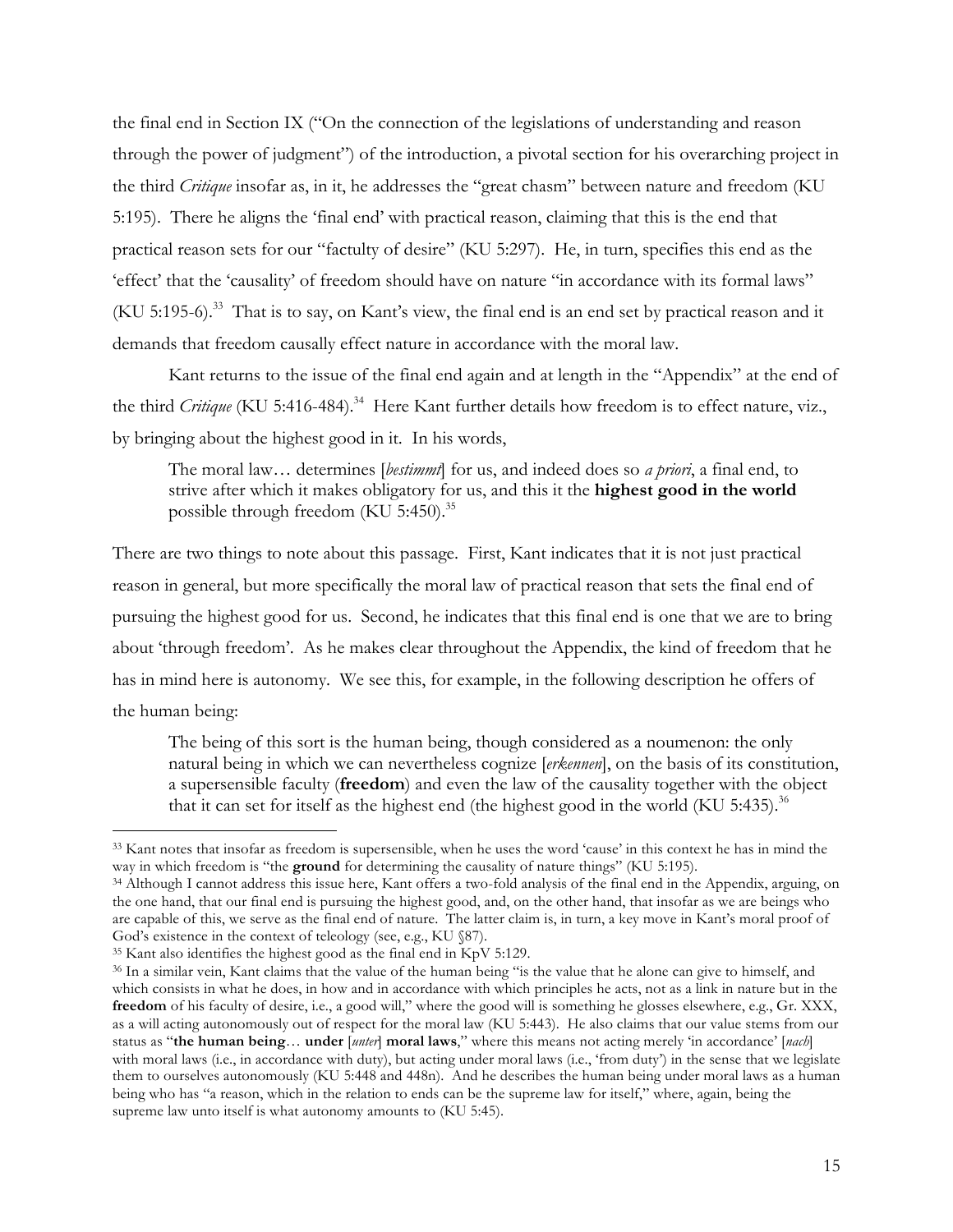the final end in Section IX ("On the connection of the legislations of understanding and reason through the power of judgment") of the introduction, a pivotal section for his overarching project in the third *Critique* insofar as, in it, he addresses the "great chasm" between nature and freedom (KU 5:195). There he aligns the 'final end' with practical reason, claiming that this is the end that practical reason sets for our "factulty of desire" (KU 5:297). He, in turn, specifies this end as the 'effect' that the 'causality' of freedom should have on nature "in accordance with its formal laws" (KU 5:195-6).[33] That is to say, on Kant's view, the final end is an end set by practical reason and it demands that freedom causally effect nature in accordance with the moral law.

Kant returns to the issue of the final end again and at length in the "Appendix" at the end of the third *Critique* (KU 5:416-484).[34] Here Kant further details how freedom is to effect nature, viz., by bringing about the highest good in it. In his words,

> The moral law… determines [*bestimmt*] for us, and indeed does so *a priori*, a final end, to strive after which it makes obligatory for us, and this it the **highest good in the world** possible through freedom (KU 5:450).[35]

There are two things to note about this passage. First, Kant indicates that it is not just practical reason in general, but more specifically the moral law of practical reason that sets the final end of pursuing the highest good for us. Second, he indicates that this final end is one that we are to bring about 'through freedom'. As he makes clear throughout the Appendix, the kind of freedom that he has in mind here is autonomy. We see this, for example, in the following description he offers of the human being:

> The being of this sort is the human being, though considered as a noumenon: the only natural being in which we can nevertheless cognize [*erkennen*], on the basis of its constitution, a supersensible faculty (**freedom**) and even the law of the causality together with the object that it can set for itself as the highest end (the highest good in the world (KU 5:435).[36]

---

[33] Kant notes that insofar as freedom is supersensible, when he uses the word 'cause' in this context he has in mind the way in which freedom is "the **ground** for determining the causality of nature things" (KU 5:195).

[34] Although I cannot address this issue here, Kant offers a two-fold analysis of the final end in the Appendix, arguing, on the one hand, that our final end is pursuing the highest good, and, on the other hand, that insofar as we are beings who are capable of this, we serve as the final end of nature. The latter claim is, in turn, a key move in Kant's moral proof of God's existence in the context of teleology (see, e.g., KU §87).

[35] Kant also identifies the highest good as the final end in KpV 5:129.

[36] In a similar vein, Kant claims that the value of the human being "is the value that he alone can give to himself, and which consists in what he does, in how and in accordance with which principles he acts, not as a link in nature but in the **freedom** of his faculty of desire, i.e., a good will," where the good will is something he glosses elsewhere, e.g., Gr. XXX, as a will acting autonomously out of respect for the moral law (KU 5:443). He also claims that our value stems from our status as "**the human being**… **under** [*unter*] **moral laws**," where this means not acting merely 'in accordance' [*nach*] with moral laws (i.e., in accordance with duty), but acting under moral laws (i.e., 'from duty') in the sense that we legislate them to ourselves autonomously (KU 5:448 and 448n). And he describes the human being under moral laws as a human being who has "a reason, which in the relation to ends can be the supreme law for itself," where, again, being the supreme law unto itself is what autonomy amounts to (KU 5:45).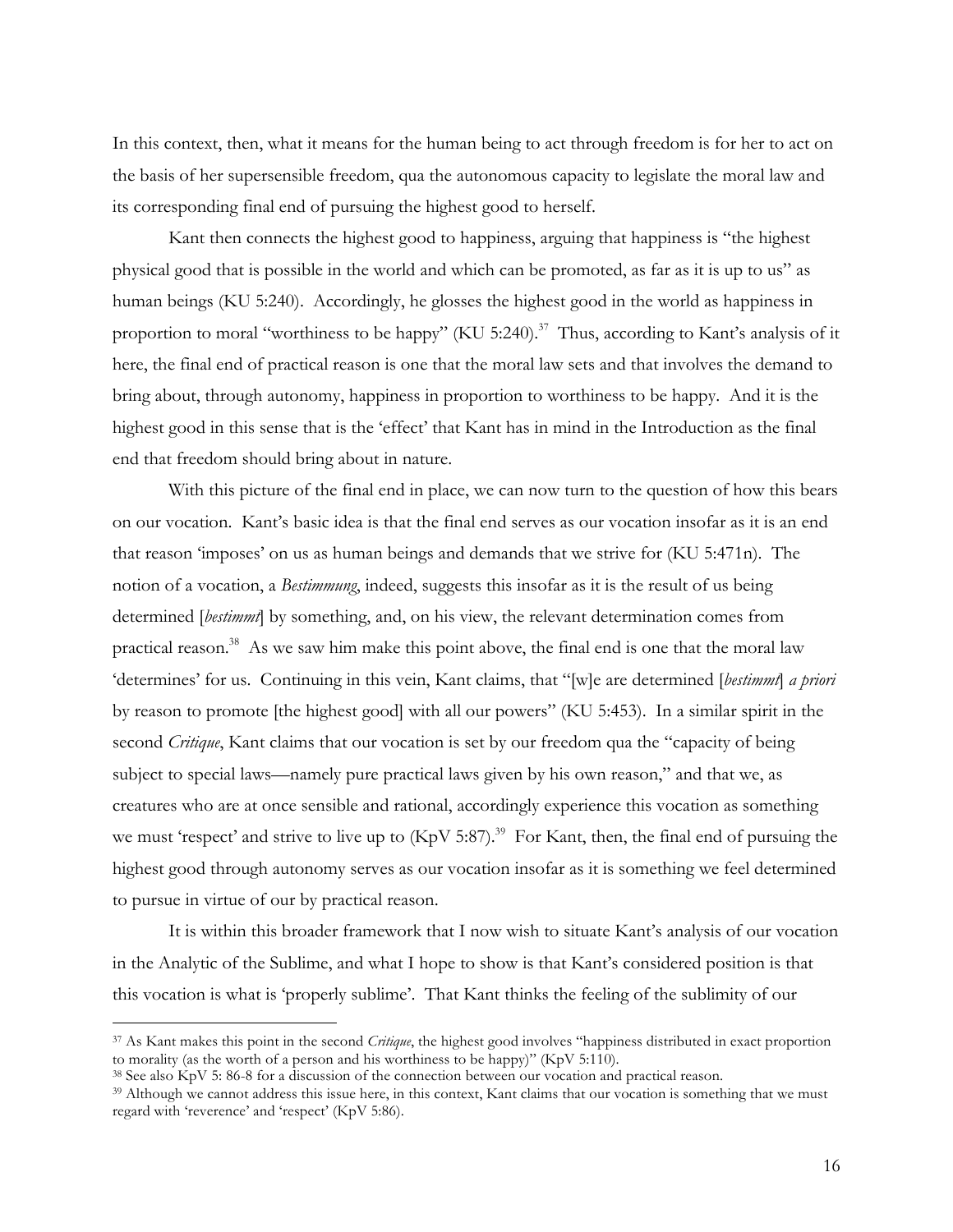In this context, then, what it means for the human being to act through freedom is for her to act on the basis of her supersensible freedom, qua the autonomous capacity to legislate the moral law and its corresponding final end of pursuing the highest good to herself.

Kant then connects the highest good to happiness, arguing that happiness is "the highest physical good that is possible in the world and which can be promoted, as far as it is up to us" as human beings (KU 5:240). Accordingly, he glosses the highest good in the world as happiness in proportion to moral "worthiness to be happy" (KU 5:240).[37] Thus, according to Kant's analysis of it here, the final end of practical reason is one that the moral law sets and that involves the demand to bring about, through autonomy, happiness in proportion to worthiness to be happy. And it is the highest good in this sense that is the 'effect' that Kant has in mind in the Introduction as the final end that freedom should bring about in nature.

With this picture of the final end in place, we can now turn to the question of how this bears on our vocation. Kant's basic idea is that the final end serves as our vocation insofar as it is an end that reason 'imposes' on us as human beings and demands that we strive for (KU 5:471n). The notion of a vocation, a *Bestimmung*, indeed, suggests this insofar as it is the result of us being determined [*bestimmt*] by something, and, on his view, the relevant determination comes from practical reason.[38] As we saw him make this point above, the final end is one that the moral law 'determines' for us. Continuing in this vein, Kant claims, that "[w]e are determined [*bestimmt*] *a priori* by reason to promote [the highest good] with all our powers" (KU 5:453). In a similar spirit in the second *Critique*, Kant claims that our vocation is set by our freedom qua the "capacity of being subject to special laws—namely pure practical laws given by his own reason," and that we, as creatures who are at once sensible and rational, accordingly experience this vocation as something we must 'respect' and strive to live up to (KpV 5:87).[39] For Kant, then, the final end of pursuing the highest good through autonomy serves as our vocation insofar as it is something we feel determined to pursue in virtue of our by practical reason.

It is within this broader framework that I now wish to situate Kant's analysis of our vocation in the Analytic of the Sublime, and what I hope to show is that Kant's considered position is that this vocation is what is 'properly sublime'. That Kant thinks the feeling of the sublimity of our

---

[37] As Kant makes this point in the second *Critique*, the highest good involves "happiness distributed in exact proportion to morality (as the worth of a person and his worthiness to be happy)" (KpV 5:110).

[38] See also KpV 5: 86-8 for a discussion of the connection between our vocation and practical reason.

[39] Although we cannot address this issue here, in this context, Kant claims that our vocation is something that we must regard with 'reverence' and 'respect' (KpV 5:86).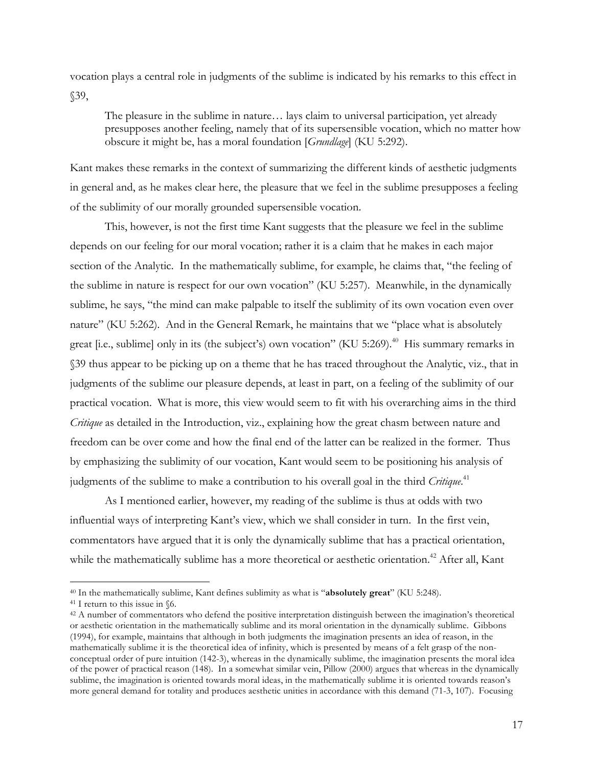vocation plays a central role in judgments of the sublime is indicated by his remarks to this effect in §39,

> The pleasure in the sublime in nature… lays claim to universal participation, yet already presupposes another feeling, namely that of its supersensible vocation, which no matter how obscure it might be, has a moral foundation [*Grundlage*] (KU 5:292).

Kant makes these remarks in the context of summarizing the different kinds of aesthetic judgments in general and, as he makes clear here, the pleasure that we feel in the sublime presupposes a feeling of the sublimity of our morally grounded supersensible vocation.

This, however, is not the first time Kant suggests that the pleasure we feel in the sublime depends on our feeling for our moral vocation; rather it is a claim that he makes in each major section of the Analytic. In the mathematically sublime, for example, he claims that, "the feeling of the sublime in nature is respect for our own vocation" (KU 5:257). Meanwhile, in the dynamically sublime, he says, "the mind can make palpable to itself the sublimity of its own vocation even over nature" (KU 5:262). And in the General Remark, he maintains that we "place what is absolutely great [i.e., sublime] only in its (the subject's) own vocation" (KU 5:269).[40] His summary remarks in §39 thus appear to be picking up on a theme that he has traced throughout the Analytic, viz., that in judgments of the sublime our pleasure depends, at least in part, on a feeling of the sublimity of our practical vocation. What is more, this view would seem to fit with his overarching aims in the third *Critique* as detailed in the Introduction, viz., explaining how the great chasm between nature and freedom can be over come and how the final end of the latter can be realized in the former. Thus by emphasizing the sublimity of our vocation, Kant would seem to be positioning his analysis of judgments of the sublime to make a contribution to his overall goal in the third *Critique*.[41]

As I mentioned earlier, however, my reading of the sublime is thus at odds with two influential ways of interpreting Kant's view, which we shall consider in turn. In the first vein, commentators have argued that it is only the dynamically sublime that has a practical orientation, while the mathematically sublime has a more theoretical or aesthetic orientation.[42] After all, Kant

---

[40] In the mathematically sublime, Kant defines sublimity as what is "**absolutely great**" (KU 5:248).

[41] I return to this issue in §6.

[42] A number of commentators who defend the positive interpretation distinguish between the imagination's theoretical or aesthetic orientation in the mathematically sublime and its moral orientation in the dynamically sublime. Gibbons (1994), for example, maintains that although in both judgments the imagination presents an idea of reason, in the mathematically sublime it is the theoretical idea of infinity, which is presented by means of a felt grasp of the non-conceptual order of pure intuition (142-3), whereas in the dynamically sublime, the imagination presents the moral idea of the power of practical reason (148). In a somewhat similar vein, Pillow (2000) argues that whereas in the dynamically sublime, the imagination is oriented towards moral ideas, in the mathematically sublime it is oriented towards reason's more general demand for totality and produces aesthetic unities in accordance with this demand (71-3, 107). Focusing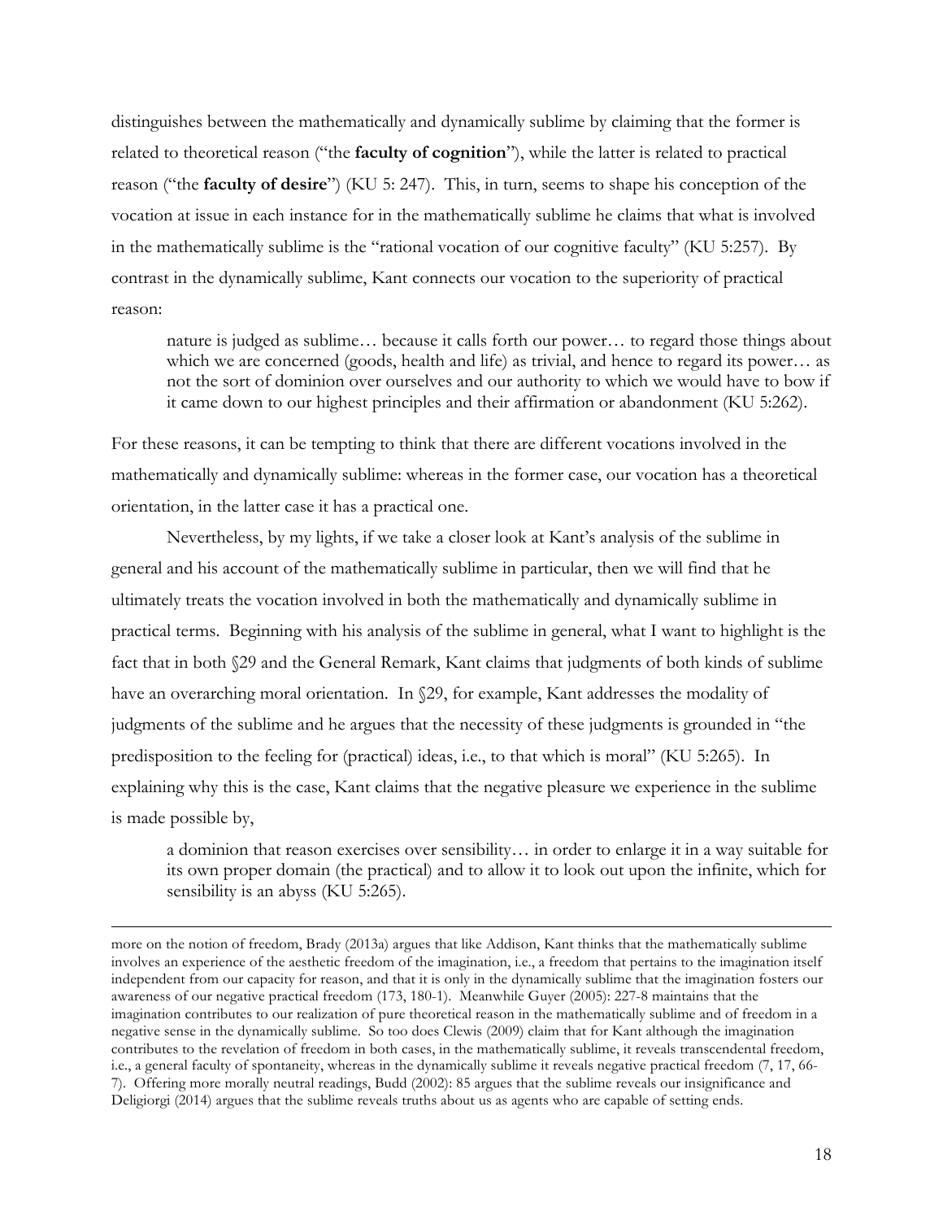distinguishes between the mathematically and dynamically sublime by claiming that the former is related to theoretical reason ("the **faculty of cognition**"), while the latter is related to practical reason ("the **faculty of desire**") (KU 5: 247). This, in turn, seems to shape his conception of the vocation at issue in each instance for in the mathematically sublime he claims that what is involved in the mathematically sublime is the "rational vocation of our cognitive faculty" (KU 5:257). By contrast in the dynamically sublime, Kant connects our vocation to the superiority of practical reason:

> nature is judged as sublime… because it calls forth our power… to regard those things about which we are concerned (goods, health and life) as trivial, and hence to regard its power… as not the sort of dominion over ourselves and our authority to which we would have to bow if it came down to our highest principles and their affirmation or abandonment (KU 5:262).

For these reasons, it can be tempting to think that there are different vocations involved in the mathematically and dynamically sublime: whereas in the former case, our vocation has a theoretical orientation, in the latter case it has a practical one.

Nevertheless, by my lights, if we take a closer look at Kant's analysis of the sublime in general and his account of the mathematically sublime in particular, then we will find that he ultimately treats the vocation involved in both the mathematically and dynamically sublime in practical terms. Beginning with his analysis of the sublime in general, what I want to highlight is the fact that in both §29 and the General Remark, Kant claims that judgments of both kinds of sublime have an overarching moral orientation. In §29, for example, Kant addresses the modality of judgments of the sublime and he argues that the necessity of these judgments is grounded in "the predisposition to the feeling for (practical) ideas, i.e., to that which is moral" (KU 5:265). In explaining why this is the case, Kant claims that the negative pleasure we experience in the sublime is made possible by,

> a dominion that reason exercises over sensibility… in order to enlarge it in a way suitable for its own proper domain (the practical) and to allow it to look out upon the infinite, which for sensibility is an abyss (KU 5:265).

---

more on the notion of freedom, Brady (2013a) argues that like Addison, Kant thinks that the mathematically sublime involves an experience of the aesthetic freedom of the imagination, i.e., a freedom that pertains to the imagination itself independent from our capacity for reason, and that it is only in the dynamically sublime that the imagination fosters our awareness of our negative practical freedom (173, 180-1). Meanwhile Guyer (2005): 227-8 maintains that the imagination contributes to our realization of pure theoretical reason in the mathematically sublime and of freedom in a negative sense in the dynamically sublime. So too does Clewis (2009) claim that for Kant although the imagination contributes to the revelation of freedom in both cases, in the mathematically sublime, it reveals transcendental freedom, i.e., a general faculty of spontaneity, whereas in the dynamically sublime it reveals negative practical freedom (7, 17, 66-7). Offering more morally neutral readings, Budd (2002): 85 argues that the sublime reveals our insignificance and Deligiorgi (2014) argues that the sublime reveals truths about us as agents who are capable of setting ends.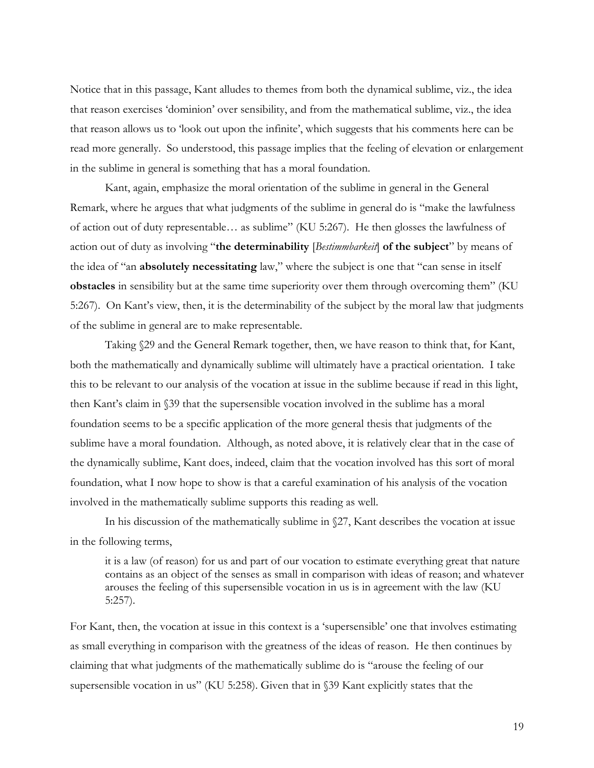Notice that in this passage, Kant alludes to themes from both the dynamical sublime, viz., the idea that reason exercises 'dominion' over sensibility, and from the mathematical sublime, viz., the idea that reason allows us to 'look out upon the infinite', which suggests that his comments here can be read more generally. So understood, this passage implies that the feeling of elevation or enlargement in the sublime in general is something that has a moral foundation.

Kant, again, emphasize the moral orientation of the sublime in general in the General Remark, where he argues that what judgments of the sublime in general do is "make the lawfulness of action out of duty representable… as sublime" (KU 5:267). He then glosses the lawfulness of action out of duty as involving "**the determinability** [*Bestimmbarkeit*] **of the subject**" by means of the idea of "an **absolutely necessitating** law," where the subject is one that "can sense in itself **obstacles** in sensibility but at the same time superiority over them through overcoming them" (KU 5:267). On Kant's view, then, it is the determinability of the subject by the moral law that judgments of the sublime in general are to make representable.

Taking §29 and the General Remark together, then, we have reason to think that, for Kant, both the mathematically and dynamically sublime will ultimately have a practical orientation. I take this to be relevant to our analysis of the vocation at issue in the sublime because if read in this light, then Kant's claim in §39 that the supersensible vocation involved in the sublime has a moral foundation seems to be a specific application of the more general thesis that judgments of the sublime have a moral foundation. Although, as noted above, it is relatively clear that in the case of the dynamically sublime, Kant does, indeed, claim that the vocation involved has this sort of moral foundation, what I now hope to show is that a careful examination of his analysis of the vocation involved in the mathematically sublime supports this reading as well.

In his discussion of the mathematically sublime in §27, Kant describes the vocation at issue in the following terms,

> it is a law (of reason) for us and part of our vocation to estimate everything great that nature contains as an object of the senses as small in comparison with ideas of reason; and whatever arouses the feeling of this supersensible vocation in us is in agreement with the law (KU 5:257).

For Kant, then, the vocation at issue in this context is a 'supersensible' one that involves estimating as small everything in comparison with the greatness of the ideas of reason. He then continues by claiming that what judgments of the mathematically sublime do is "arouse the feeling of our supersensible vocation in us" (KU 5:258). Given that in §39 Kant explicitly states that the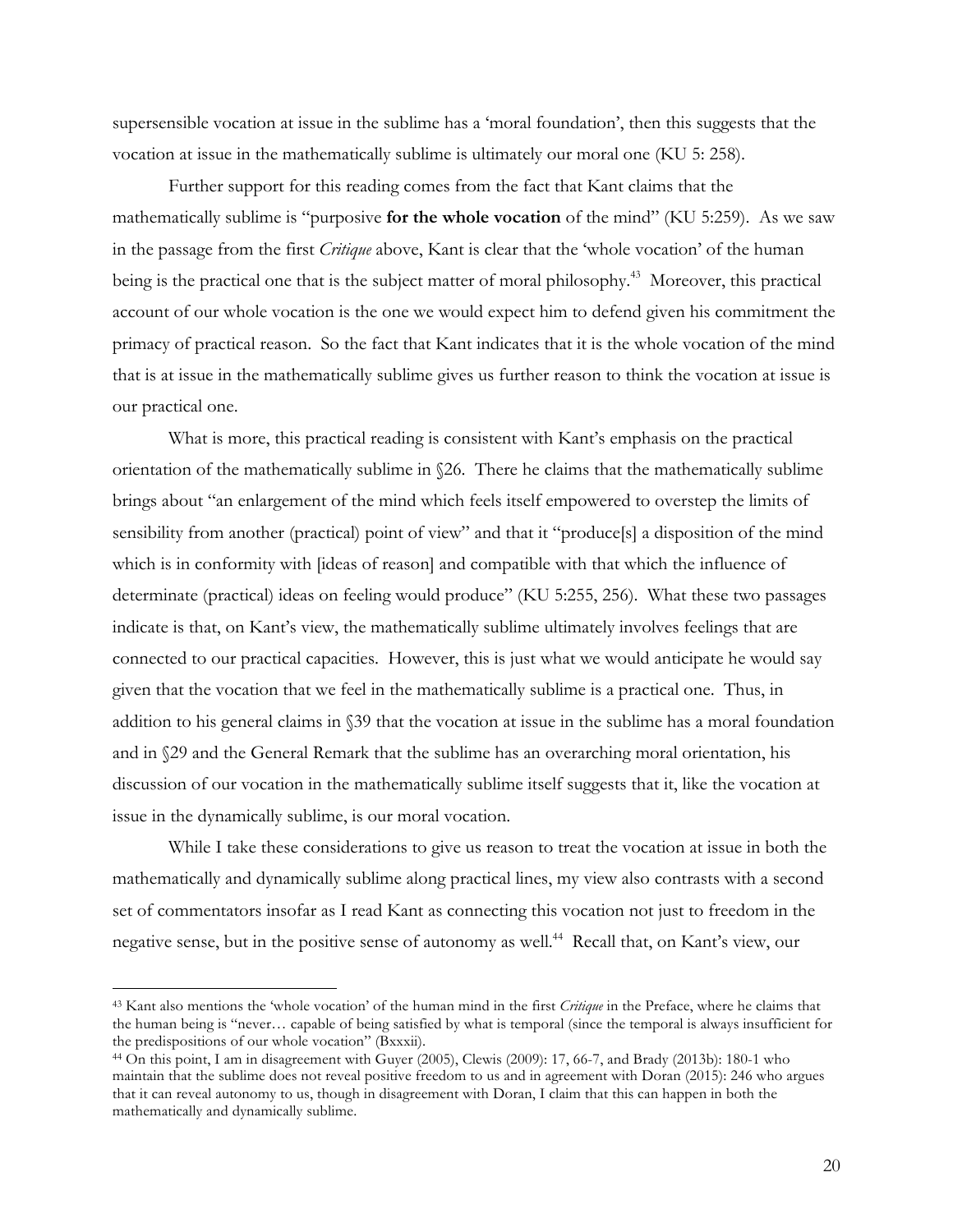supersensible vocation at issue in the sublime has a 'moral foundation', then this suggests that the vocation at issue in the mathematically sublime is ultimately our moral one (KU 5: 258).

Further support for this reading comes from the fact that Kant claims that the mathematically sublime is "purposive **for the whole vocation** of the mind" (KU 5:259). As we saw in the passage from the first *Critique* above, Kant is clear that the 'whole vocation' of the human being is the practical one that is the subject matter of moral philosophy.[43] Moreover, this practical account of our whole vocation is the one we would expect him to defend given his commitment the primacy of practical reason. So the fact that Kant indicates that it is the whole vocation of the mind that is at issue in the mathematically sublime gives us further reason to think the vocation at issue is our practical one.

What is more, this practical reading is consistent with Kant's emphasis on the practical orientation of the mathematically sublime in §26. There he claims that the mathematically sublime brings about "an enlargement of the mind which feels itself empowered to overstep the limits of sensibility from another (practical) point of view" and that it "produce[s] a disposition of the mind which is in conformity with [ideas of reason] and compatible with that which the influence of determinate (practical) ideas on feeling would produce" (KU 5:255, 256). What these two passages indicate is that, on Kant's view, the mathematically sublime ultimately involves feelings that are connected to our practical capacities. However, this is just what we would anticipate he would say given that the vocation that we feel in the mathematically sublime is a practical one. Thus, in addition to his general claims in §39 that the vocation at issue in the sublime has a moral foundation and in §29 and the General Remark that the sublime has an overarching moral orientation, his discussion of our vocation in the mathematically sublime itself suggests that it, like the vocation at issue in the dynamically sublime, is our moral vocation.

While I take these considerations to give us reason to treat the vocation at issue in both the mathematically and dynamically sublime along practical lines, my view also contrasts with a second set of commentators insofar as I read Kant as connecting this vocation not just to freedom in the negative sense, but in the positive sense of autonomy as well.[44] Recall that, on Kant's view, our

---

[43] Kant also mentions the 'whole vocation' of the human mind in the first *Critique* in the Preface, where he claims that the human being is "never… capable of being satisfied by what is temporal (since the temporal is always insufficient for the predispositions of our whole vocation" (Bxxxii).

[44] On this point, I am in disagreement with Guyer (2005), Clewis (2009): 17, 66-7, and Brady (2013b): 180-1 who maintain that the sublime does not reveal positive freedom to us and in agreement with Doran (2015): 246 who argues that it can reveal autonomy to us, though in disagreement with Doran, I claim that this can happen in both the mathematically and dynamically sublime.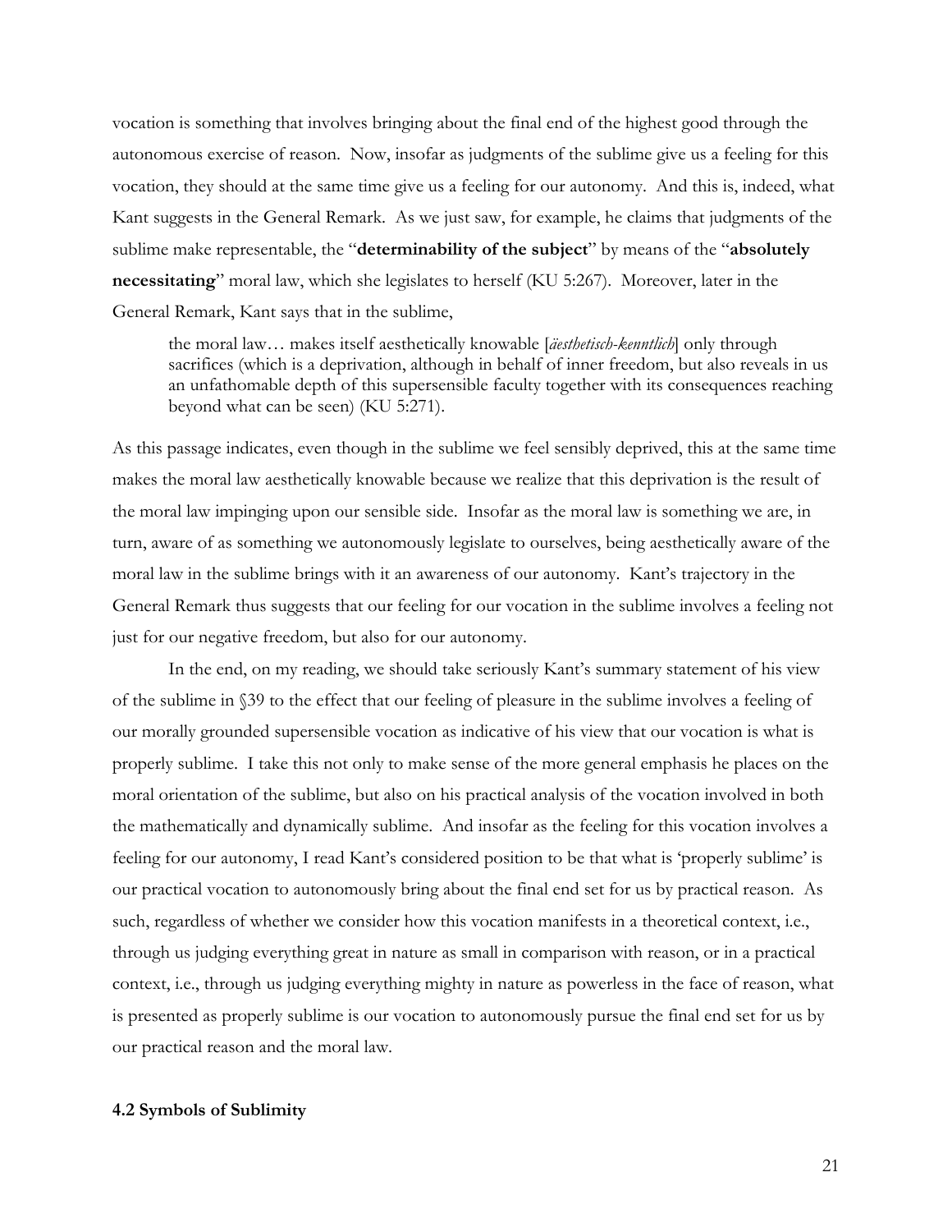vocation is something that involves bringing about the final end of the highest good through the autonomous exercise of reason. Now, insofar as judgments of the sublime give us a feeling for this vocation, they should at the same time give us a feeling for our autonomy. And this is, indeed, what Kant suggests in the General Remark. As we just saw, for example, he claims that judgments of the sublime make representable, the "**determinability of the subject**" by means of the "**absolutely necessitating**" moral law, which she legislates to herself (KU 5:267). Moreover, later in the General Remark, Kant says that in the sublime,

> the moral law… makes itself aesthetically knowable [*äesthetisch-kenntlich*] only through sacrifices (which is a deprivation, although in behalf of inner freedom, but also reveals in us an unfathomable depth of this supersensible faculty together with its consequences reaching beyond what can be seen) (KU 5:271).

As this passage indicates, even though in the sublime we feel sensibly deprived, this at the same time makes the moral law aesthetically knowable because we realize that this deprivation is the result of the moral law impinging upon our sensible side. Insofar as the moral law is something we are, in turn, aware of as something we autonomously legislate to ourselves, being aesthetically aware of the moral law in the sublime brings with it an awareness of our autonomy. Kant's trajectory in the General Remark thus suggests that our feeling for our vocation in the sublime involves a feeling not just for our negative freedom, but also for our autonomy.

In the end, on my reading, we should take seriously Kant's summary statement of his view of the sublime in §39 to the effect that our feeling of pleasure in the sublime involves a feeling of our morally grounded supersensible vocation as indicative of his view that our vocation is what is properly sublime. I take this not only to make sense of the more general emphasis he places on the moral orientation of the sublime, but also on his practical analysis of the vocation involved in both the mathematically and dynamically sublime. And insofar as the feeling for this vocation involves a feeling for our autonomy, I read Kant's considered position to be that what is 'properly sublime' is our practical vocation to autonomously bring about the final end set for us by practical reason. As such, regardless of whether we consider how this vocation manifests in a theoretical context, i.e., through us judging everything great in nature as small in comparison with reason, or in a practical context, i.e., through us judging everything mighty in nature as powerless in the face of reason, what is presented as properly sublime is our vocation to autonomously pursue the final end set for us by our practical reason and the moral law.

### 4.2 Symbols of Sublimity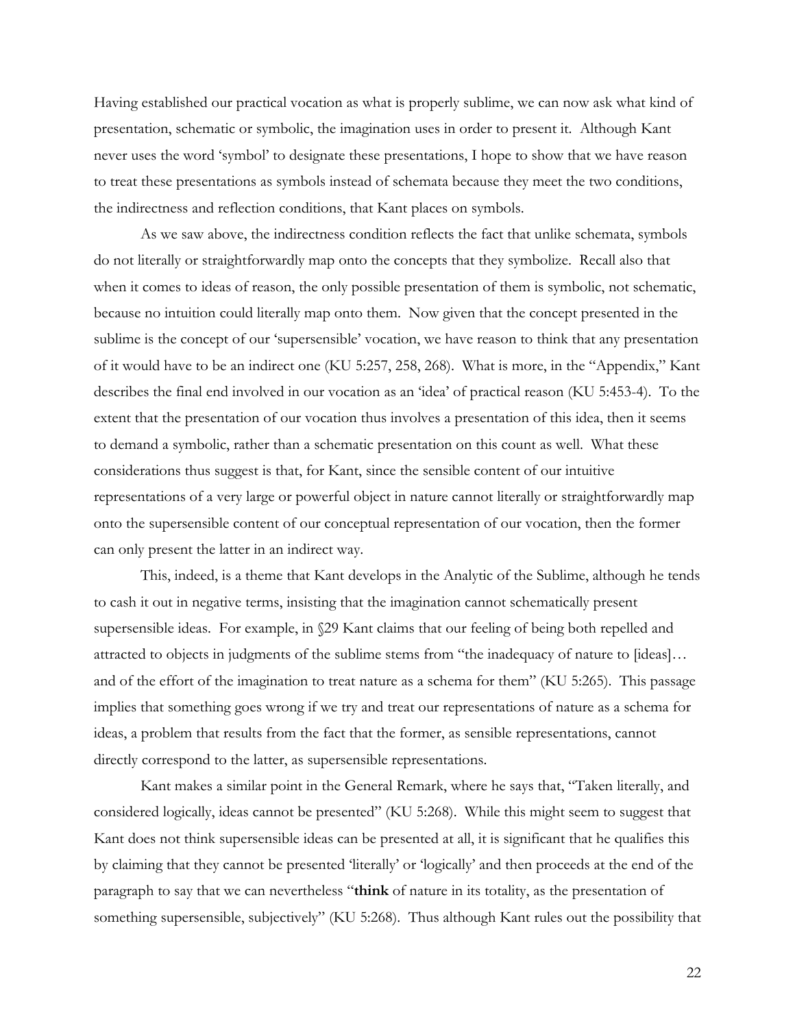Having established our practical vocation as what is properly sublime, we can now ask what kind of presentation, schematic or symbolic, the imagination uses in order to present it. Although Kant never uses the word 'symbol' to designate these presentations, I hope to show that we have reason to treat these presentations as symbols instead of schemata because they meet the two conditions, the indirectness and reflection conditions, that Kant places on symbols.

As we saw above, the indirectness condition reflects the fact that unlike schemata, symbols do not literally or straightforwardly map onto the concepts that they symbolize. Recall also that when it comes to ideas of reason, the only possible presentation of them is symbolic, not schematic, because no intuition could literally map onto them. Now given that the concept presented in the sublime is the concept of our 'supersensible' vocation, we have reason to think that any presentation of it would have to be an indirect one (KU 5:257, 258, 268). What is more, in the "Appendix," Kant describes the final end involved in our vocation as an 'idea' of practical reason (KU 5:453-4). To the extent that the presentation of our vocation thus involves a presentation of this idea, then it seems to demand a symbolic, rather than a schematic presentation on this count as well. What these considerations thus suggest is that, for Kant, since the sensible content of our intuitive representations of a very large or powerful object in nature cannot literally or straightforwardly map onto the supersensible content of our conceptual representation of our vocation, then the former can only present the latter in an indirect way.

This, indeed, is a theme that Kant develops in the Analytic of the Sublime, although he tends to cash it out in negative terms, insisting that the imagination cannot schematically present supersensible ideas. For example, in §29 Kant claims that our feeling of being both repelled and attracted to objects in judgments of the sublime stems from "the inadequacy of nature to [ideas]… and of the effort of the imagination to treat nature as a schema for them" (KU 5:265). This passage implies that something goes wrong if we try and treat our representations of nature as a schema for ideas, a problem that results from the fact that the former, as sensible representations, cannot directly correspond to the latter, as supersensible representations.

Kant makes a similar point in the General Remark, where he says that, "Taken literally, and considered logically, ideas cannot be presented" (KU 5:268). While this might seem to suggest that Kant does not think supersensible ideas can be presented at all, it is significant that he qualifies this by claiming that they cannot be presented 'literally' or 'logically' and then proceeds at the end of the paragraph to say that we can nevertheless "**think** of nature in its totality, as the presentation of something supersensible, subjectively" (KU 5:268). Thus although Kant rules out the possibility that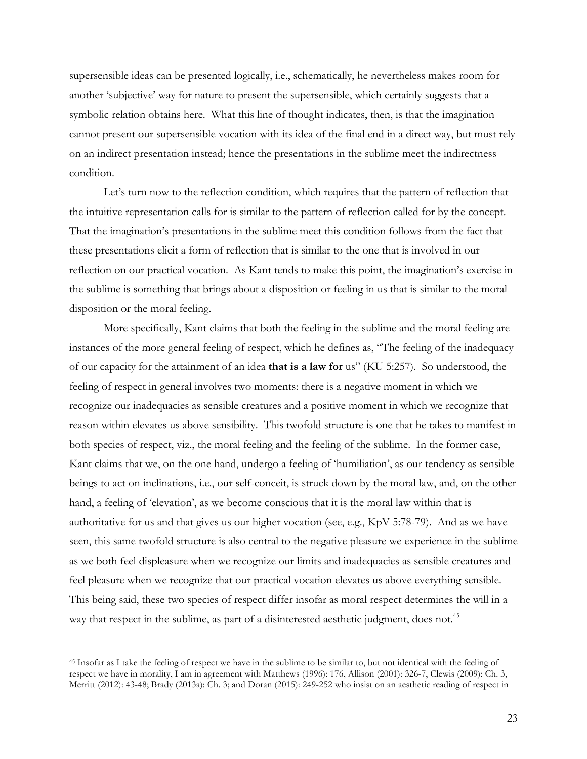supersensible ideas can be presented logically, i.e., schematically, he nevertheless makes room for another 'subjective' way for nature to present the supersensible, which certainly suggests that a symbolic relation obtains here. What this line of thought indicates, then, is that the imagination cannot present our supersensible vocation with its idea of the final end in a direct way, but must rely on an indirect presentation instead; hence the presentations in the sublime meet the indirectness condition.

Let's turn now to the reflection condition, which requires that the pattern of reflection that the intuitive representation calls for is similar to the pattern of reflection called for by the concept. That the imagination's presentations in the sublime meet this condition follows from the fact that these presentations elicit a form of reflection that is similar to the one that is involved in our reflection on our practical vocation. As Kant tends to make this point, the imagination's exercise in the sublime is something that brings about a disposition or feeling in us that is similar to the moral disposition or the moral feeling.

More specifically, Kant claims that both the feeling in the sublime and the moral feeling are instances of the more general feeling of respect, which he defines as, "The feeling of the inadequacy of our capacity for the attainment of an idea **that is a law for** us" (KU 5:257). So understood, the feeling of respect in general involves two moments: there is a negative moment in which we recognize our inadequacies as sensible creatures and a positive moment in which we recognize that reason within elevates us above sensibility. This twofold structure is one that he takes to manifest in both species of respect, viz., the moral feeling and the feeling of the sublime. In the former case, Kant claims that we, on the one hand, undergo a feeling of 'humiliation', as our tendency as sensible beings to act on inclinations, i.e., our self-conceit, is struck down by the moral law, and, on the other hand, a feeling of 'elevation', as we become conscious that it is the moral law within that is authoritative for us and that gives us our higher vocation (see, e.g., KpV 5:78-79). And as we have seen, this same twofold structure is also central to the negative pleasure we experience in the sublime as we both feel displeasure when we recognize our limits and inadequacies as sensible creatures and feel pleasure when we recognize that our practical vocation elevates us above everything sensible. This being said, these two species of respect differ insofar as moral respect determines the will in a way that respect in the sublime, as part of a disinterested aesthetic judgment, does not.[45]

[45] Insofar as I take the feeling of respect we have in the sublime to be similar to, but not identical with the feeling of respect we have in morality, I am in agreement with Matthews (1996): 176, Allison (2001): 326-7, Clewis (2009): Ch. 3, Merritt (2012): 43-48; Brady (2013a): Ch. 3; and Doran (2015): 249-252 who insist on an aesthetic reading of respect in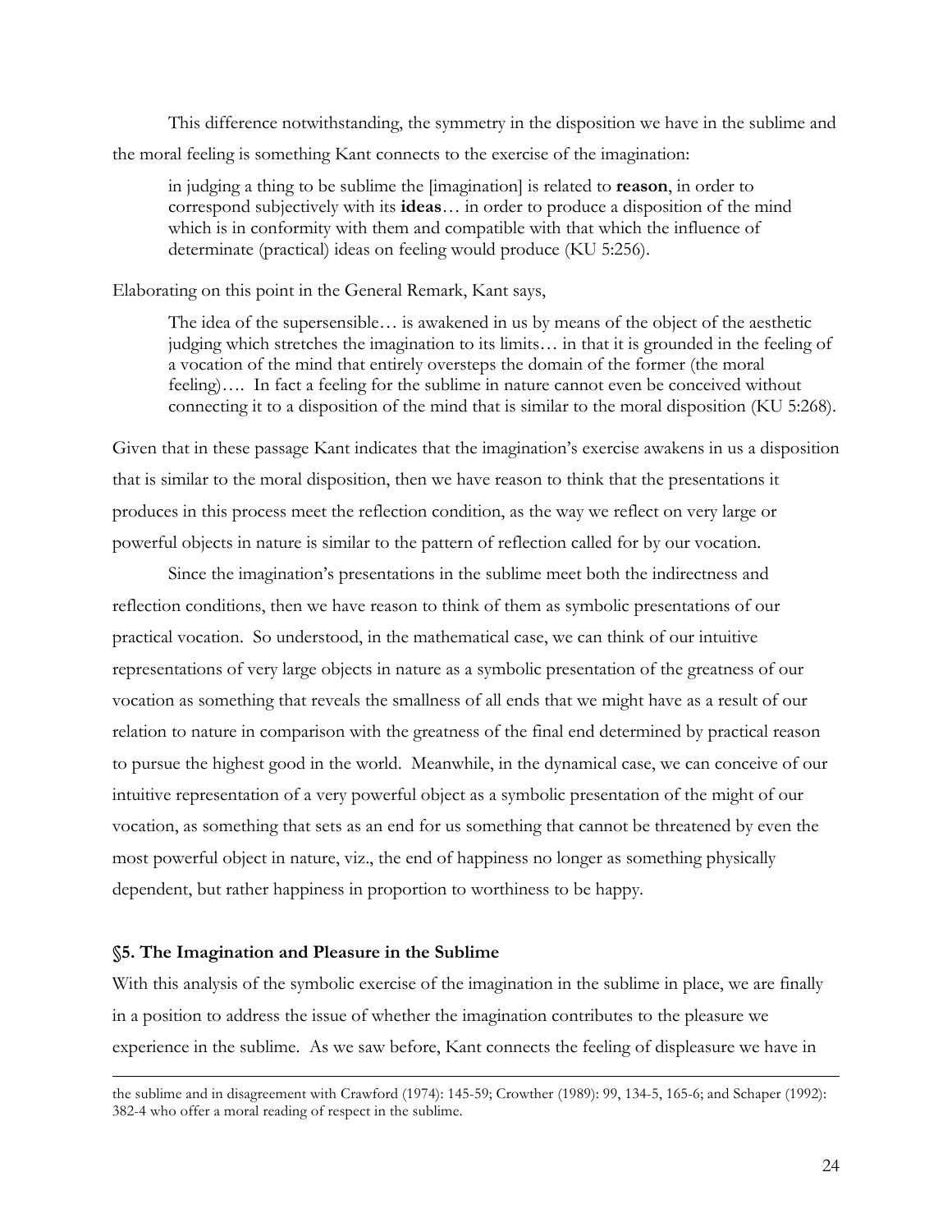This difference notwithstanding, the symmetry in the disposition we have in the sublime and the moral feeling is something Kant connects to the exercise of the imagination:

> in judging a thing to be sublime the [imagination] is related to **reason**, in order to correspond subjectively with its **ideas**… in order to produce a disposition of the mind which is in conformity with them and compatible with that which the influence of determinate (practical) ideas on feeling would produce (KU 5:256).

Elaborating on this point in the General Remark, Kant says,

> The idea of the supersensible… is awakened in us by means of the object of the aesthetic judging which stretches the imagination to its limits… in that it is grounded in the feeling of a vocation of the mind that entirely oversteps the domain of the former (the moral feeling)…. In fact a feeling for the sublime in nature cannot even be conceived without connecting it to a disposition of the mind that is similar to the moral disposition (KU 5:268).

Given that in these passage Kant indicates that the imagination's exercise awakens in us a disposition that is similar to the moral disposition, then we have reason to think that the presentations it produces in this process meet the reflection condition, as the way we reflect on very large or powerful objects in nature is similar to the pattern of reflection called for by our vocation.

Since the imagination's presentations in the sublime meet both the indirectness and reflection conditions, then we have reason to think of them as symbolic presentations of our practical vocation. So understood, in the mathematical case, we can think of our intuitive representations of very large objects in nature as a symbolic presentation of the greatness of our vocation as something that reveals the smallness of all ends that we might have as a result of our relation to nature in comparison with the greatness of the final end determined by practical reason to pursue the highest good in the world. Meanwhile, in the dynamical case, we can conceive of our intuitive representation of a very powerful object as a symbolic presentation of the might of our vocation, as something that sets as an end for us something that cannot be threatened by even the most powerful object in nature, viz., the end of happiness no longer as something physically dependent, but rather happiness in proportion to worthiness to be happy.

### §5. The Imagination and Pleasure in the Sublime

With this analysis of the symbolic exercise of the imagination in the sublime in place, we are finally in a position to address the issue of whether the imagination contributes to the pleasure we experience in the sublime. As we saw before, Kant connects the feeling of displeasure we have in

---

the sublime and in disagreement with Crawford (1974): 145-59; Crowther (1989): 99, 134-5, 165-6; and Schaper (1992): 382-4 who offer a moral reading of respect in the sublime.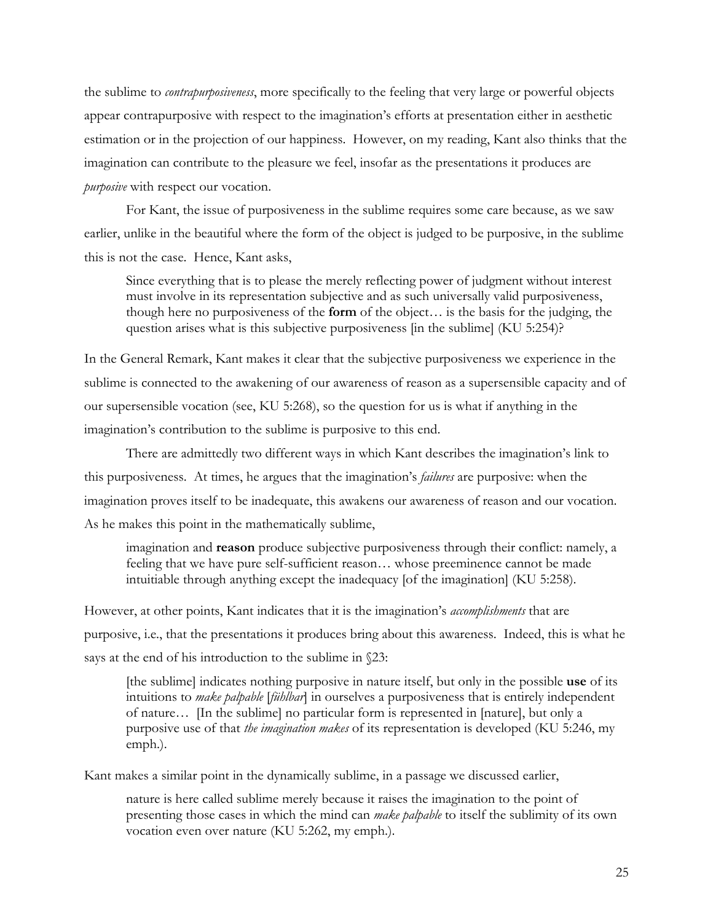the sublime to *contrapurposiveness*, more specifically to the feeling that very large or powerful objects appear contrapurposive with respect to the imagination's efforts at presentation either in aesthetic estimation or in the projection of our happiness. However, on my reading, Kant also thinks that the imagination can contribute to the pleasure we feel, insofar as the presentations it produces are *purposive* with respect our vocation.

For Kant, the issue of purposiveness in the sublime requires some care because, as we saw earlier, unlike in the beautiful where the form of the object is judged to be purposive, in the sublime this is not the case. Hence, Kant asks,

> Since everything that is to please the merely reflecting power of judgment without interest must involve in its representation subjective and as such universally valid purposiveness, though here no purposiveness of the **form** of the object… is the basis for the judging, the question arises what is this subjective purposiveness [in the sublime] (KU 5:254)?

In the General Remark, Kant makes it clear that the subjective purposiveness we experience in the sublime is connected to the awakening of our awareness of reason as a supersensible capacity and of our supersensible vocation (see, KU 5:268), so the question for us is what if anything in the imagination's contribution to the sublime is purposive to this end.

There are admittedly two different ways in which Kant describes the imagination's link to this purposiveness. At times, he argues that the imagination's *failures* are purposive: when the imagination proves itself to be inadequate, this awakens our awareness of reason and our vocation. As he makes this point in the mathematically sublime,

> imagination and **reason** produce subjective purposiveness through their conflict: namely, a feeling that we have pure self-sufficient reason… whose preeminence cannot be made intuitiable through anything except the inadequacy [of the imagination] (KU 5:258).

However, at other points, Kant indicates that it is the imagination's *accomplishments* that are purposive, i.e., that the presentations it produces bring about this awareness. Indeed, this is what he says at the end of his introduction to the sublime in §23:

> [the sublime] indicates nothing purposive in nature itself, but only in the possible **use** of its intuitions to *make palpable* [*fühlbar*] in ourselves a purposiveness that is entirely independent of nature… [In the sublime] no particular form is represented in [nature], but only a purposive use of that *the imagination makes* of its representation is developed (KU 5:246, my emph.).

Kant makes a similar point in the dynamically sublime, in a passage we discussed earlier,

> nature is here called sublime merely because it raises the imagination to the point of presenting those cases in which the mind can *make palpable* to itself the sublimity of its own vocation even over nature (KU 5:262, my emph.).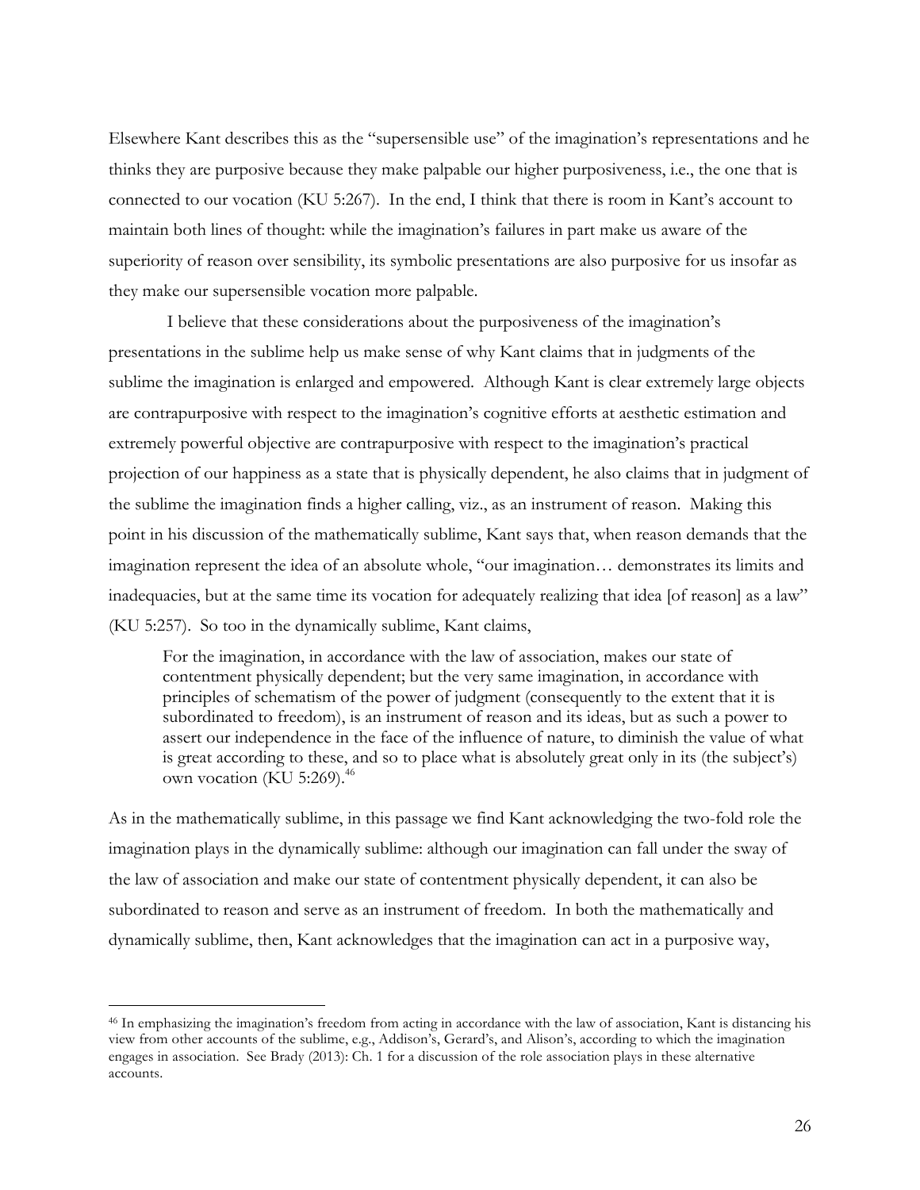Elsewhere Kant describes this as the "supersensible use" of the imagination's representations and he thinks they are purposive because they make palpable our higher purposiveness, i.e., the one that is connected to our vocation (KU 5:267). In the end, I think that there is room in Kant's account to maintain both lines of thought: while the imagination's failures in part make us aware of the superiority of reason over sensibility, its symbolic presentations are also purposive for us insofar as they make our supersensible vocation more palpable.

I believe that these considerations about the purposiveness of the imagination's presentations in the sublime help us make sense of why Kant claims that in judgments of the sublime the imagination is enlarged and empowered. Although Kant is clear extremely large objects are contrapurposive with respect to the imagination's cognitive efforts at aesthetic estimation and extremely powerful objective are contrapurposive with respect to the imagination's practical projection of our happiness as a state that is physically dependent, he also claims that in judgment of the sublime the imagination finds a higher calling, viz., as an instrument of reason. Making this point in his discussion of the mathematically sublime, Kant says that, when reason demands that the imagination represent the idea of an absolute whole, "our imagination… demonstrates its limits and inadequacies, but at the same time its vocation for adequately realizing that idea [of reason] as a law" (KU 5:257). So too in the dynamically sublime, Kant claims,

> For the imagination, in accordance with the law of association, makes our state of contentment physically dependent; but the very same imagination, in accordance with principles of schematism of the power of judgment (consequently to the extent that it is subordinated to freedom), is an instrument of reason and its ideas, but as such a power to assert our independence in the face of the influence of nature, to diminish the value of what is great according to these, and so to place what is absolutely great only in its (the subject's) own vocation (KU 5:269).[46]

As in the mathematically sublime, in this passage we find Kant acknowledging the two-fold role the imagination plays in the dynamically sublime: although our imagination can fall under the sway of the law of association and make our state of contentment physically dependent, it can also be subordinated to reason and serve as an instrument of freedom. In both the mathematically and dynamically sublime, then, Kant acknowledges that the imagination can act in a purposive way,

[46] In emphasizing the imagination's freedom from acting in accordance with the law of association, Kant is distancing his view from other accounts of the sublime, e.g., Addison's, Gerard's, and Alison's, according to which the imagination engages in association. See Brady (2013): Ch. 1 for a discussion of the role association plays in these alternative accounts.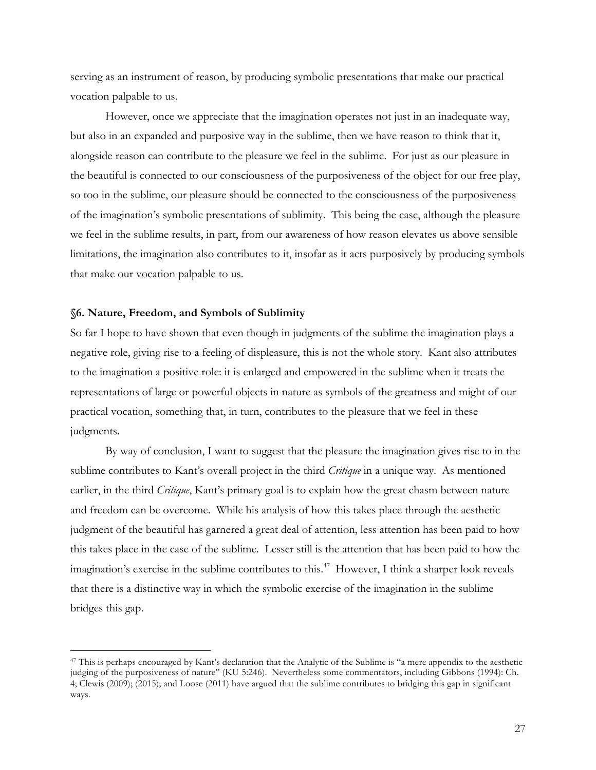serving as an instrument of reason, by producing symbolic presentations that make our practical vocation palpable to us.

However, once we appreciate that the imagination operates not just in an inadequate way, but also in an expanded and purposive way in the sublime, then we have reason to think that it, alongside reason can contribute to the pleasure we feel in the sublime. For just as our pleasure in the beautiful is connected to our consciousness of the purposiveness of the object for our free play, so too in the sublime, our pleasure should be connected to the consciousness of the purposiveness of the imagination's symbolic presentations of sublimity. This being the case, although the pleasure we feel in the sublime results, in part, from our awareness of how reason elevates us above sensible limitations, the imagination also contributes to it, insofar as it acts purposively by producing symbols that make our vocation palpable to us.

### §6. Nature, Freedom, and Symbols of Sublimity

So far I hope to have shown that even though in judgments of the sublime the imagination plays a negative role, giving rise to a feeling of displeasure, this is not the whole story. Kant also attributes to the imagination a positive role: it is enlarged and empowered in the sublime when it treats the representations of large or powerful objects in nature as symbols of the greatness and might of our practical vocation, something that, in turn, contributes to the pleasure that we feel in these judgments.

By way of conclusion, I want to suggest that the pleasure the imagination gives rise to in the sublime contributes to Kant's overall project in the third *Critique* in a unique way. As mentioned earlier, in the third *Critique*, Kant's primary goal is to explain how the great chasm between nature and freedom can be overcome. While his analysis of how this takes place through the aesthetic judgment of the beautiful has garnered a great deal of attention, less attention has been paid to how this takes place in the case of the sublime. Lesser still is the attention that has been paid to how the imagination's exercise in the sublime contributes to this.[47] However, I think a sharper look reveals that there is a distinctive way in which the symbolic exercise of the imagination in the sublime bridges this gap.

---

[47] This is perhaps encouraged by Kant's declaration that the Analytic of the Sublime is "a mere appendix to the aesthetic judging of the purposiveness of nature" (KU 5:246). Nevertheless some commentators, including Gibbons (1994): Ch. 4; Clewis (2009); (2015); and Loose (2011) have argued that the sublime contributes to bridging this gap in significant ways.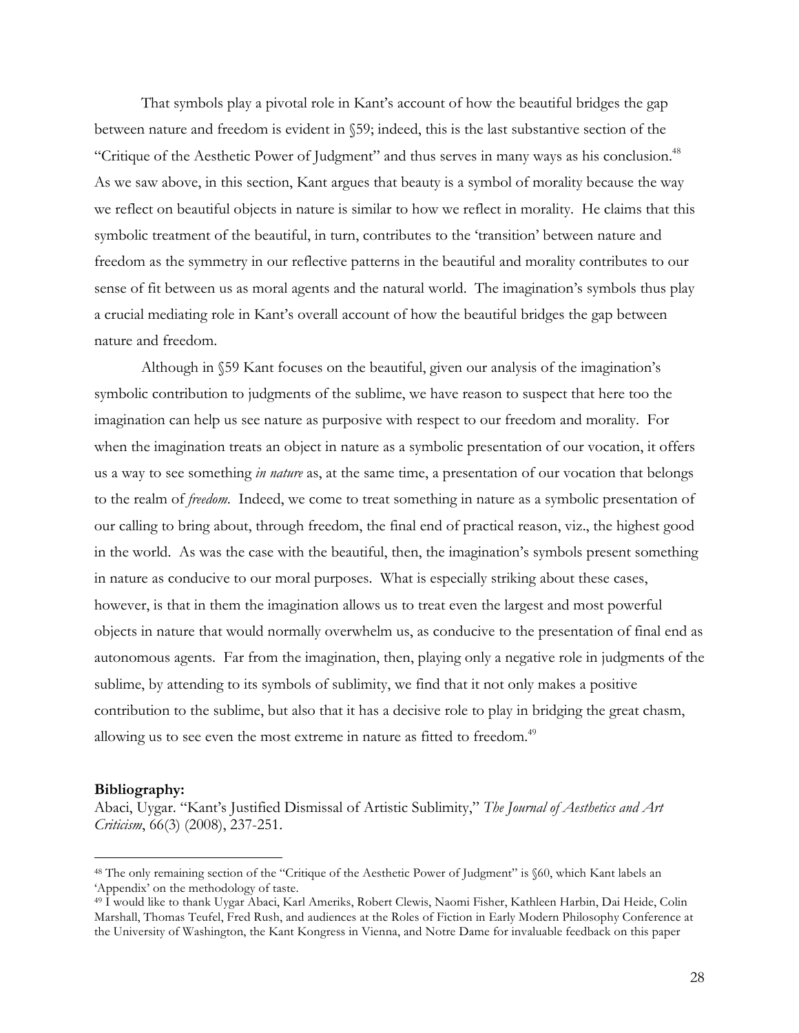That symbols play a pivotal role in Kant's account of how the beautiful bridges the gap between nature and freedom is evident in §59; indeed, this is the last substantive section of the "Critique of the Aesthetic Power of Judgment" and thus serves in many ways as his conclusion.[48] As we saw above, in this section, Kant argues that beauty is a symbol of morality because the way we reflect on beautiful objects in nature is similar to how we reflect in morality. He claims that this symbolic treatment of the beautiful, in turn, contributes to the 'transition' between nature and freedom as the symmetry in our reflective patterns in the beautiful and morality contributes to our sense of fit between us as moral agents and the natural world. The imagination's symbols thus play a crucial mediating role in Kant's overall account of how the beautiful bridges the gap between nature and freedom.

Although in §59 Kant focuses on the beautiful, given our analysis of the imagination's symbolic contribution to judgments of the sublime, we have reason to suspect that here too the imagination can help us see nature as purposive with respect to our freedom and morality. For when the imagination treats an object in nature as a symbolic presentation of our vocation, it offers us a way to see something *in nature* as, at the same time, a presentation of our vocation that belongs to the realm of *freedom*. Indeed, we come to treat something in nature as a symbolic presentation of our calling to bring about, through freedom, the final end of practical reason, viz., the highest good in the world. As was the case with the beautiful, then, the imagination's symbols present something in nature as conducive to our moral purposes. What is especially striking about these cases, however, is that in them the imagination allows us to treat even the largest and most powerful objects in nature that would normally overwhelm us, as conducive to the presentation of final end as autonomous agents. Far from the imagination, then, playing only a negative role in judgments of the sublime, by attending to its symbols of sublimity, we find that it not only makes a positive contribution to the sublime, but also that it has a decisive role to play in bridging the great chasm, allowing us to see even the most extreme in nature as fitted to freedom.[49]

**Bibliography:**

Abaci, Uygar. "Kant's Justified Dismissal of Artistic Sublimity," *The Journal of Aesthetics and Art Criticism*, 66(3) (2008), 237-251.

---

[48] The only remaining section of the "Critique of the Aesthetic Power of Judgment" is §60, which Kant labels an 'Appendix' on the methodology of taste.

[49] I would like to thank Uygar Abaci, Karl Ameriks, Robert Clewis, Naomi Fisher, Kathleen Harbin, Dai Heide, Colin Marshall, Thomas Teufel, Fred Rush, and audiences at the Roles of Fiction in Early Modern Philosophy Conference at the University of Washington, the Kant Kongress in Vienna, and Notre Dame for invaluable feedback on this paper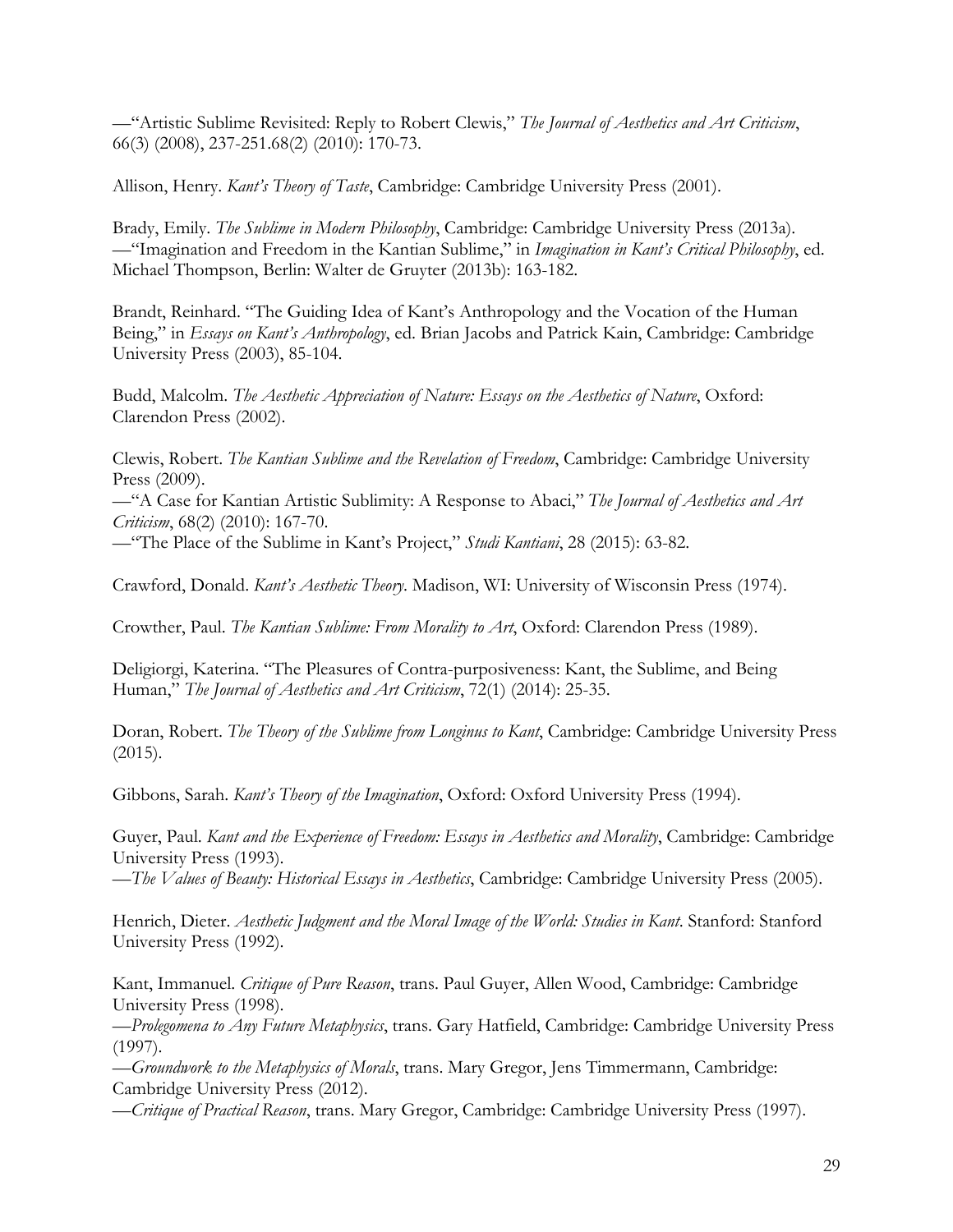—"Artistic Sublime Revisited: Reply to Robert Clewis," *The Journal of Aesthetics and Art Criticism*, 66(3) (2008), 237-251.68(2) (2010): 170-73.

Allison, Henry. *Kant's Theory of Taste*, Cambridge: Cambridge University Press (2001).

Brady, Emily. *The Sublime in Modern Philosophy*, Cambridge: Cambridge University Press (2013a).
—"Imagination and Freedom in the Kantian Sublime," in *Imagination in Kant's Critical Philosophy*, ed. Michael Thompson, Berlin: Walter de Gruyter (2013b): 163-182.

Brandt, Reinhard. "The Guiding Idea of Kant's Anthropology and the Vocation of the Human Being," in *Essays on Kant's Anthropology*, ed. Brian Jacobs and Patrick Kain, Cambridge: Cambridge University Press (2003), 85-104.

Budd, Malcolm. *The Aesthetic Appreciation of Nature: Essays on the Aesthetics of Nature*, Oxford: Clarendon Press (2002).

Clewis, Robert. *The Kantian Sublime and the Revelation of Freedom*, Cambridge: Cambridge University Press (2009).
—"A Case for Kantian Artistic Sublimity: A Response to Abaci," *The Journal of Aesthetics and Art Criticism*, 68(2) (2010): 167-70.
—"The Place of the Sublime in Kant's Project," *Studi Kantiani*, 28 (2015): 63-82.

Crawford, Donald. *Kant's Aesthetic Theory*. Madison, WI: University of Wisconsin Press (1974).

Crowther, Paul. *The Kantian Sublime: From Morality to Art*, Oxford: Clarendon Press (1989).

Deligiorgi, Katerina. "The Pleasures of Contra-purposiveness: Kant, the Sublime, and Being Human," *The Journal of Aesthetics and Art Criticism*, 72(1) (2014): 25-35.

Doran, Robert. *The Theory of the Sublime from Longinus to Kant*, Cambridge: Cambridge University Press (2015).

Gibbons, Sarah. *Kant's Theory of the Imagination*, Oxford: Oxford University Press (1994).

Guyer, Paul. *Kant and the Experience of Freedom: Essays in Aesthetics and Morality*, Cambridge: Cambridge University Press (1993).
—*The Values of Beauty: Historical Essays in Aesthetics*, Cambridge: Cambridge University Press (2005).

Henrich, Dieter. *Aesthetic Judgment and the Moral Image of the World: Studies in Kant*. Stanford: Stanford University Press (1992).

Kant, Immanuel. *Critique of Pure Reason*, trans. Paul Guyer, Allen Wood, Cambridge: Cambridge University Press (1998).
—*Prolegomena to Any Future Metaphysics*, trans. Gary Hatfield, Cambridge: Cambridge University Press (1997).
—*Groundwork to the Metaphysics of Morals*, trans. Mary Gregor, Jens Timmermann, Cambridge: Cambridge University Press (2012).
—*Critique of Practical Reason*, trans. Mary Gregor, Cambridge: Cambridge University Press (1997).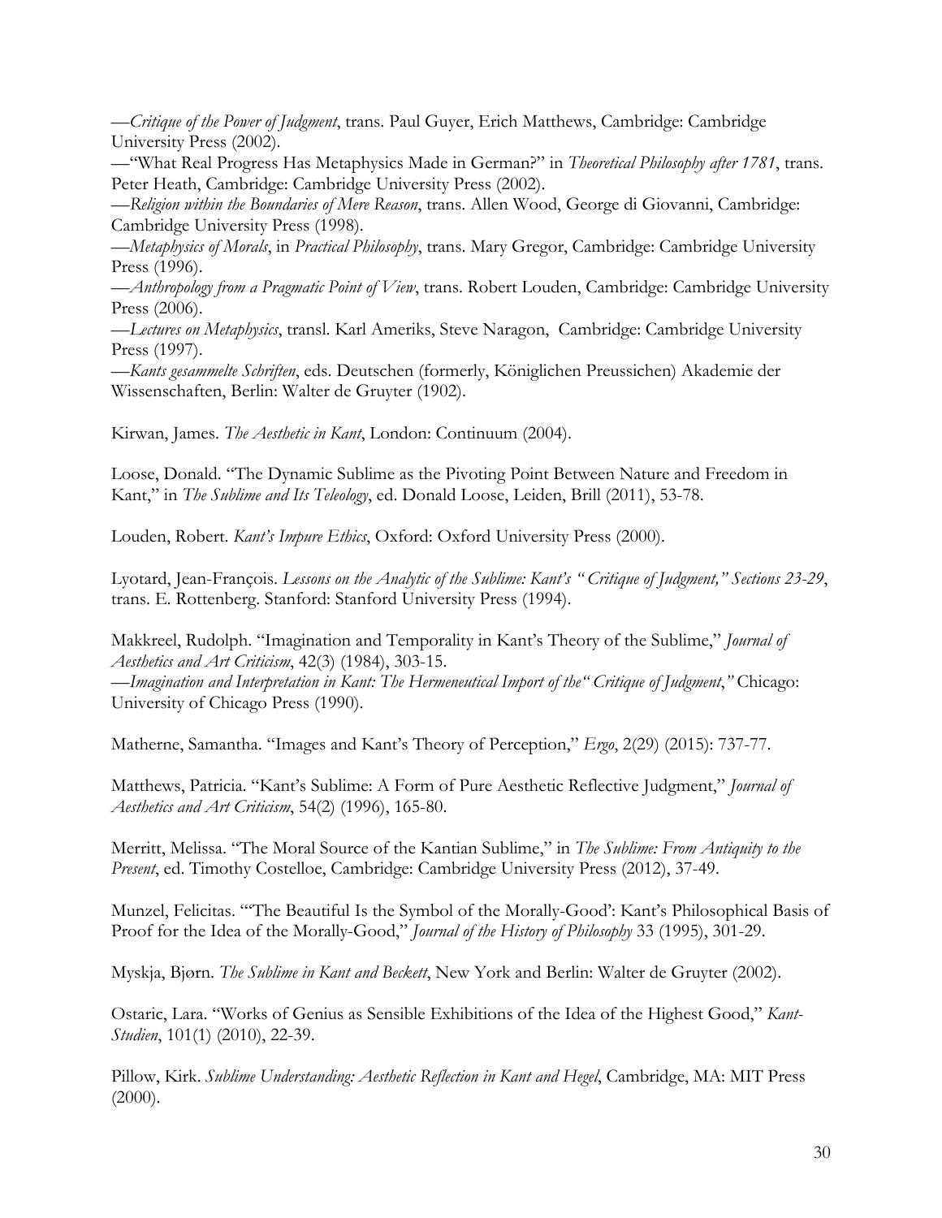—*Critique of the Power of Judgment*, trans. Paul Guyer, Erich Matthews, Cambridge: Cambridge University Press (2002).

—"What Real Progress Has Metaphysics Made in German?" in *Theoretical Philosophy after 1781*, trans. Peter Heath, Cambridge: Cambridge University Press (2002).

—*Religion within the Boundaries of Mere Reason*, trans. Allen Wood, George di Giovanni, Cambridge: Cambridge University Press (1998).

—*Metaphysics of Morals*, in *Practical Philosophy*, trans. Mary Gregor, Cambridge: Cambridge University Press (1996).

—*Anthropology from a Pragmatic Point of View*, trans. Robert Louden, Cambridge: Cambridge University Press (2006).

—*Lectures on Metaphysics*, transl. Karl Ameriks, Steve Naragon, Cambridge: Cambridge University Press (1997).

—*Kants gesammelte Schriften*, eds. Deutschen (formerly, Königlichen Preussichen) Akademie der Wissenschaften, Berlin: Walter de Gruyter (1902).

Kirwan, James. *The Aesthetic in Kant*, London: Continuum (2004).

Loose, Donald. "The Dynamic Sublime as the Pivoting Point Between Nature and Freedom in Kant," in *The Sublime and Its Teleology*, ed. Donald Loose, Leiden, Brill (2011), 53-78.

Louden, Robert. *Kant's Impure Ethics*, Oxford: Oxford University Press (2000).

Lyotard, Jean-François. *Lessons on the Analytic of the Sublime: Kant's " Critique of Judgment," Sections 23-29*, trans. E. Rottenberg. Stanford: Stanford University Press (1994).

Makkreel, Rudolph. "Imagination and Temporality in Kant's Theory of the Sublime," *Journal of Aesthetics and Art Criticism*, 42(3) (1984), 303-15.

—*Imagination and Interpretation in Kant: The Hermeneutical Import of the" Critique of Judgment*,*"* Chicago: University of Chicago Press (1990).

Matherne, Samantha. "Images and Kant's Theory of Perception," *Ergo*, 2(29) (2015): 737-77.

Matthews, Patricia. "Kant's Sublime: A Form of Pure Aesthetic Reflective Judgment," *Journal of Aesthetics and Art Criticism*, 54(2) (1996), 165-80.

Merritt, Melissa. "The Moral Source of the Kantian Sublime," in *The Sublime: From Antiquity to the Present*, ed. Timothy Costelloe, Cambridge: Cambridge University Press (2012), 37-49.

Munzel, Felicitas. "'The Beautiful Is the Symbol of the Morally-Good': Kant's Philosophical Basis of Proof for the Idea of the Morally-Good," *Journal of the History of Philosophy* 33 (1995), 301-29.

Myskja, Bjørn. *The Sublime in Kant and Beckett*, New York and Berlin: Walter de Gruyter (2002).

Ostaric, Lara. "Works of Genius as Sensible Exhibitions of the Idea of the Highest Good," *Kant-Studien*, 101(1) (2010), 22-39.

Pillow, Kirk. *Sublime Understanding: Aesthetic Reflection in Kant and Hegel*, Cambridge, MA: MIT Press (2000).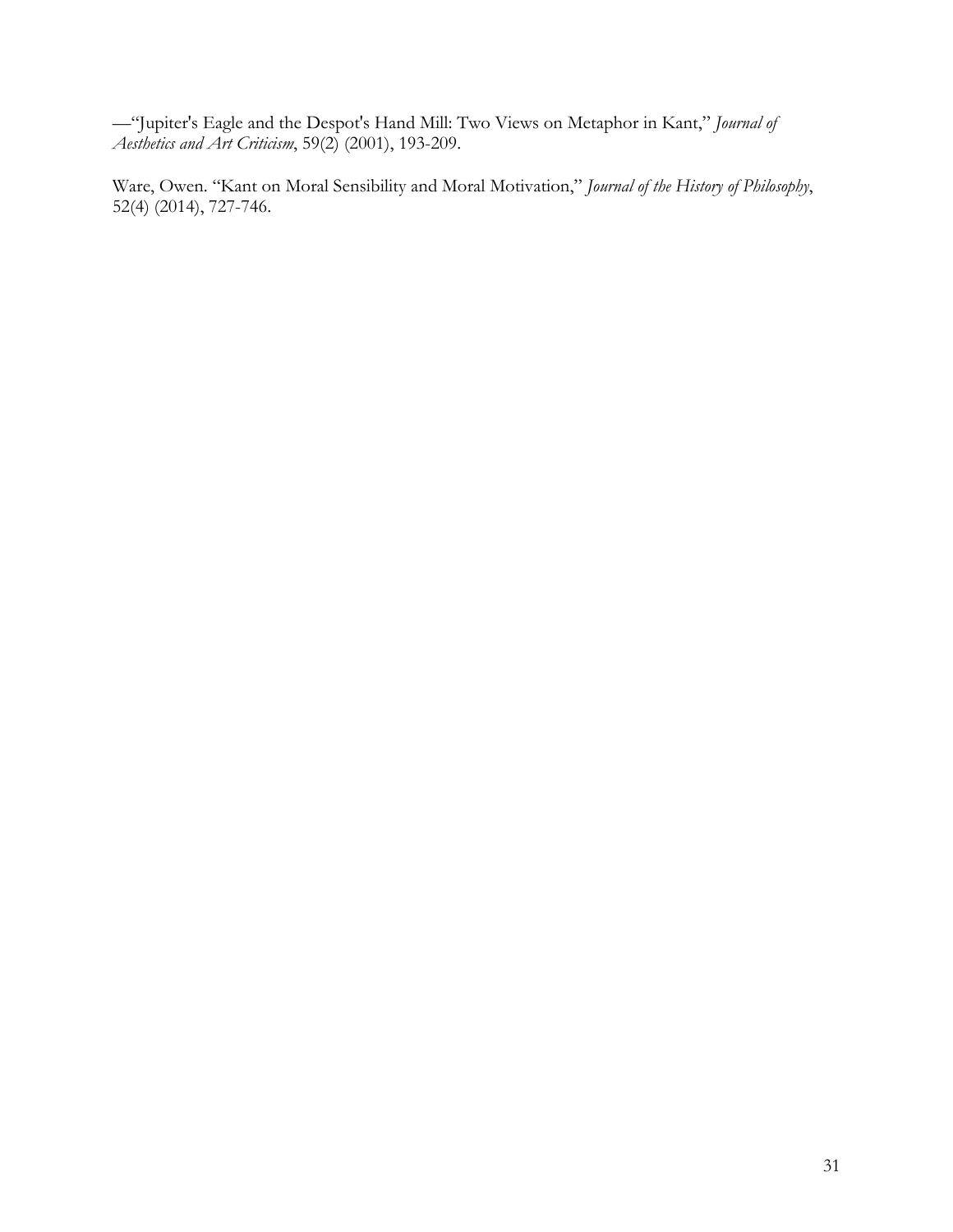—"Jupiter's Eagle and the Despot's Hand Mill: Two Views on Metaphor in Kant," *Journal of Aesthetics and Art Criticism*, 59(2) (2001), 193-209.

Ware, Owen. "Kant on Moral Sensibility and Moral Motivation," *Journal of the History of Philosophy*, 52(4) (2014), 727-746.